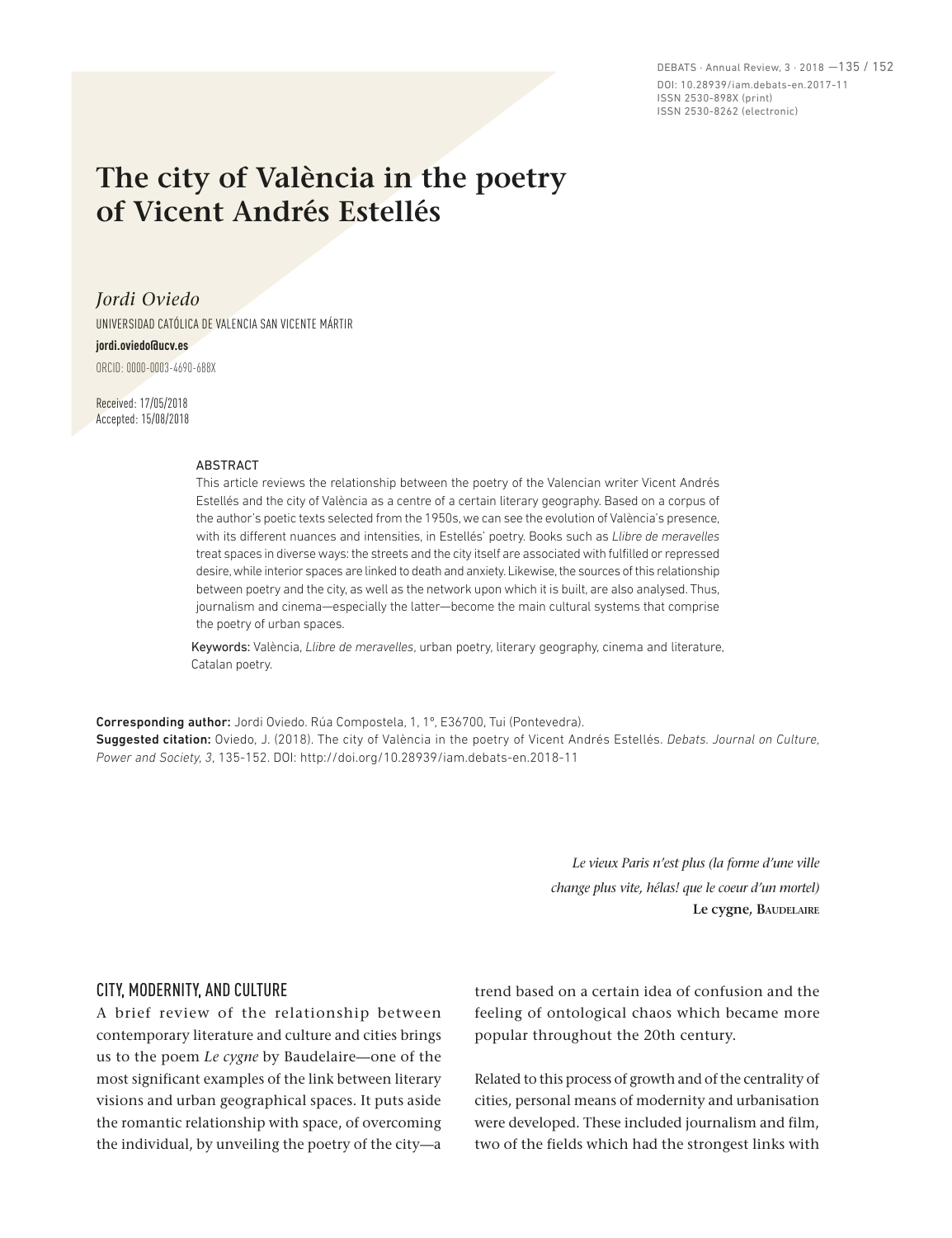# The city of València in the poetry of Vicent Andrés Estellés

*Jordi Oviedo*

UNIVERSIDAD CATÓLICA DE VALENCIA SAN VICENTE MÁRTIR

**jordi.oviedo@ucv.es**

ORCID: 0000-0003-4690-688X

Received: 17/05/2018
Accepted: 15/08/2018

ABSTRACT

This article reviews the relationship between the poetry of the Valencian writer Vicent Andrés Estellés and the city of València as a centre of a certain literary geography. Based on a corpus of the author's poetic texts selected from the 1950s, we can see the evolution of València's presence, with its different nuances and intensities, in Estellés' poetry. Books such as *Llibre de meravelles* treat spaces in diverse ways: the streets and the city itself are associated with fulfilled or repressed desire, while interior spaces are linked to death and anxiety. Likewise, the sources of this relationship between poetry and the city, as well as the network upon which it is built, are also analysed. Thus, journalism and cinema—especially the latter—become the main cultural systems that comprise the poetry of urban spaces.

Keywords: València, *Llibre de meravelles*, urban poetry, literary geography, cinema and literature, Catalan poetry.

**Corresponding author:** Jordi Oviedo. Rúa Compostela, 1, 1º, E36700, Tui (Pontevedra).
**Suggested citation:** Oviedo, J. (2018). The city of València in the poetry of Vicent Andrés Estellés. *Debats. Journal on Culture, Power and Society*, *3*, 135-152. DOI: http://doi.org/10.28939/iam.debats-en.2018-11

*Le vieux Paris n'est plus (la forme d'une ville*
*change plus vite, hélas! que le coeur d'un mortel)*
**Le cygne, Baudelaire**

## CITY, MODERNITY, AND CULTURE

A brief review of the relationship between contemporary literature and culture and cities brings us to the poem *Le cygne* by Baudelaire—one of the most significant examples of the link between literary visions and urban geographical spaces. It puts aside the romantic relationship with space, of overcoming the individual, by unveiling the poetry of the city—a trend based on a certain idea of confusion and the feeling of ontological chaos which became more popular throughout the 20th century.

Related to this process of growth and of the centrality of cities, personal means of modernity and urbanisation were developed. These included journalism and film, two of the fields which had the strongest links with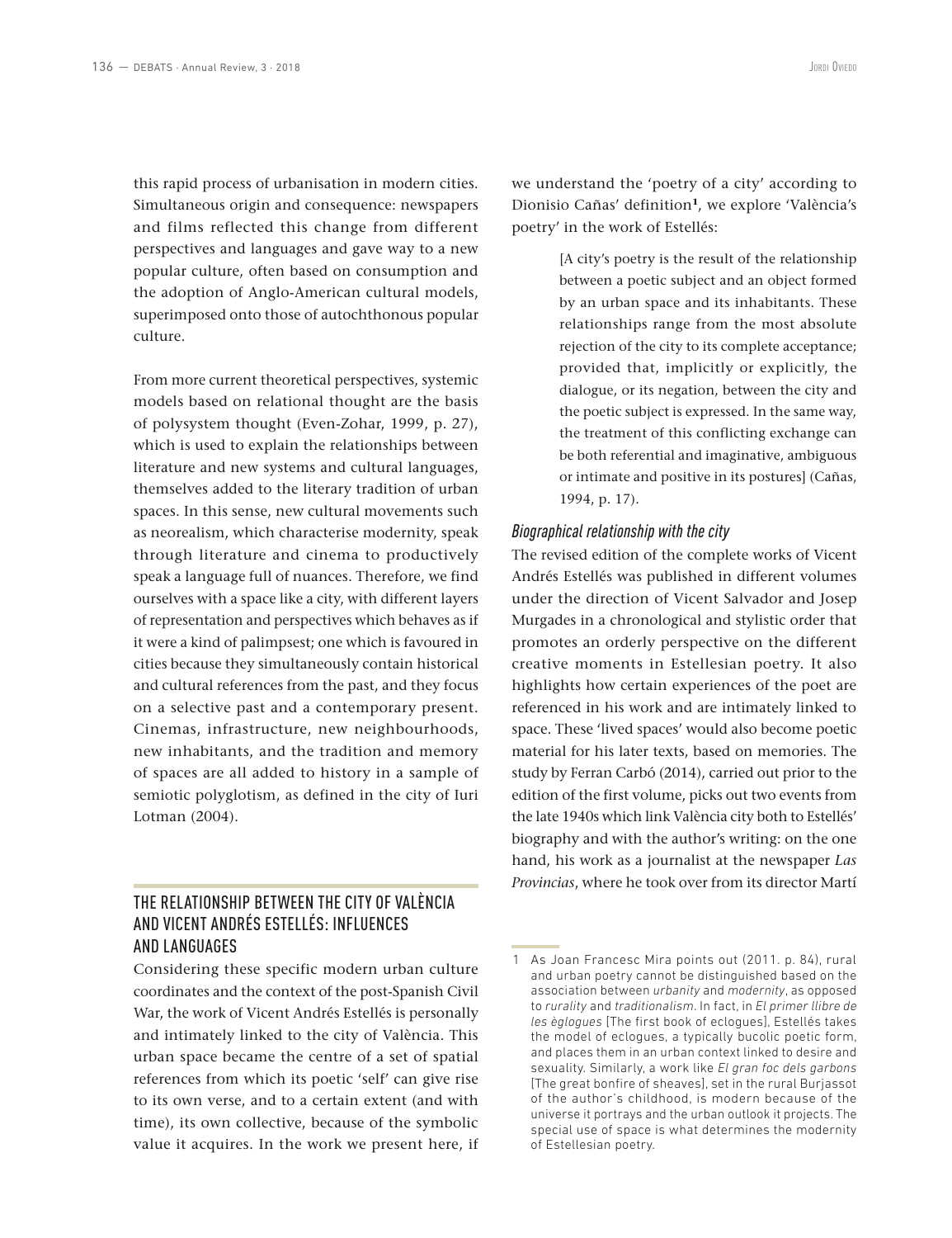this rapid process of urbanisation in modern cities. Simultaneous origin and consequence: newspapers and films reflected this change from different perspectives and languages and gave way to a new popular culture, often based on consumption and the adoption of Anglo-American cultural models, superimposed onto those of autochthonous popular culture.

From more current theoretical perspectives, systemic models based on relational thought are the basis of polysystem thought (Even-Zohar, 1999, p. 27), which is used to explain the relationships between literature and new systems and cultural languages, themselves added to the literary tradition of urban spaces. In this sense, new cultural movements such as neorealism, which characterise modernity, speak through literature and cinema to productively speak a language full of nuances. Therefore, we find ourselves with a space like a city, with different layers of representation and perspectives which behaves as if it were a kind of palimpsest; one which is favoured in cities because they simultaneously contain historical and cultural references from the past, and they focus on a selective past and a contemporary present. Cinemas, infrastructure, new neighbourhoods, new inhabitants, and the tradition and memory of spaces are all added to history in a sample of semiotic polyglotism, as defined in the city of Iuri Lotman (2004).

## THE RELATIONSHIP BETWEEN THE CITY OF VALÈNCIA AND VICENT ANDRÉS ESTELLÉS: INFLUENCES AND LANGUAGES

Considering these specific modern urban culture coordinates and the context of the post-Spanish Civil War, the work of Vicent Andrés Estellés is personally and intimately linked to the city of València. This urban space became the centre of a set of spatial references from which its poetic 'self' can give rise to its own verse, and to a certain extent (and with time), its own collective, because of the symbolic value it acquires. In the work we present here, if we understand the 'poetry of a city' according to Dionisio Cañas' definition[1], we explore 'València's poetry' in the work of Estellés:

> [A city's poetry is the result of the relationship between a poetic subject and an object formed by an urban space and its inhabitants. These relationships range from the most absolute rejection of the city to its complete acceptance; provided that, implicitly or explicitly, the dialogue, or its negation, between the city and the poetic subject is expressed. In the same way, the treatment of this conflicting exchange can be both referential and imaginative, ambiguous or intimate and positive in its postures] (Cañas, 1994, p. 17).

### *Biographical relationship with the city*

The revised edition of the complete works of Vicent Andrés Estellés was published in different volumes under the direction of Vicent Salvador and Josep Murgades in a chronological and stylistic order that promotes an orderly perspective on the different creative moments in Estellesian poetry. It also highlights how certain experiences of the poet are referenced in his work and are intimately linked to space. These 'lived spaces' would also become poetic material for his later texts, based on memories. The study by Ferran Carbó (2014), carried out prior to the edition of the first volume, picks out two events from the late 1940s which link València city both to Estellés' biography and with the author's writing: on the one hand, his work as a journalist at the newspaper *Las Provincias*, where he took over from its director Martí

---

1 As Joan Francesc Mira points out (2011. p. 84), rural and urban poetry cannot be distinguished based on the association between *urbanity* and *modernity*, as opposed to *rurality* and *traditionalism*. In fact, in *El primer llibre de les èglogues* [The first book of eclogues], Estellés takes the model of eclogues, a typically bucolic poetic form, and places them in an urban context linked to desire and sexuality. Similarly, a work like *El gran foc dels garbons* [The great bonfire of sheaves], set in the rural Burjassot of the author's childhood, is modern because of the universe it portrays and the urban outlook it projects. The special use of space is what determines the modernity of Estellesian poetry.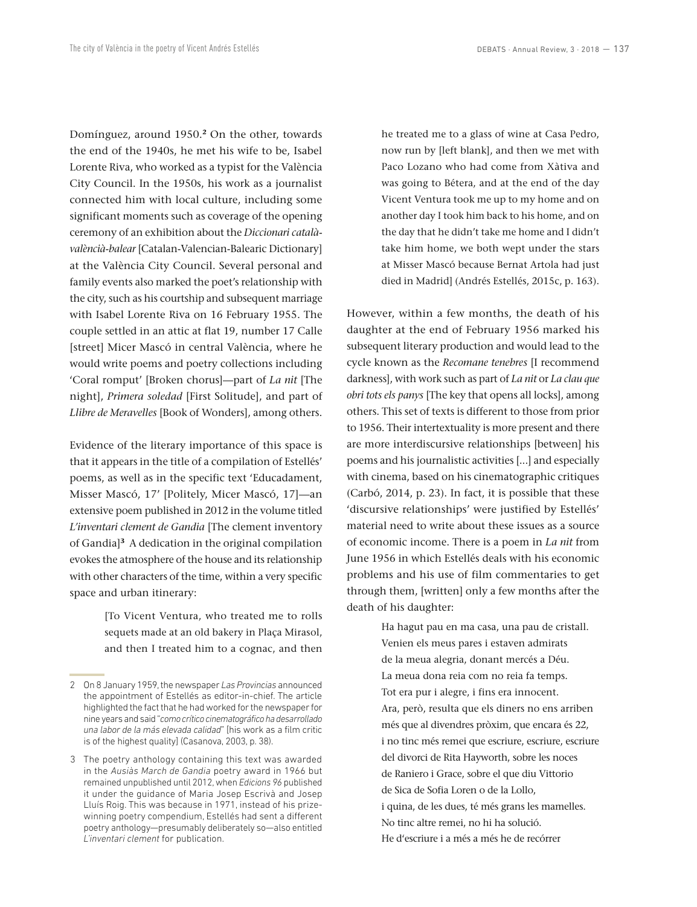Domínguez, around 1950.[2] On the other, towards the end of the 1940s, he met his wife to be, Isabel Lorente Riva, who worked as a typist for the València City Council. In the 1950s, his work as a journalist connected him with local culture, including some significant moments such as coverage of the opening ceremony of an exhibition about the *Diccionari català-valèncià-balear* [Catalan-Valencian-Balearic Dictionary] at the València City Council. Several personal and family events also marked the poet's relationship with the city, such as his courtship and subsequent marriage with Isabel Lorente Riva on 16 February 1955. The couple settled in an attic at flat 19, number 17 Calle [street] Micer Mascó in central València, where he would write poems and poetry collections including 'Coral romput' [Broken chorus]—part of *La nit* [The night], *Primera soledad* [First Solitude], and part of *Llibre de Meravelles* [Book of Wonders], among others.

Evidence of the literary importance of this space is that it appears in the title of a compilation of Estellés' poems, as well as in the specific text 'Educadament, Misser Mascó, 17' [Politely, Micer Mascó, 17]—an extensive poem published in 2012 in the volume titled *L'inventari clement de Gandia* [The clement inventory of Gandia][3] A dedication in the original compilation evokes the atmosphere of the house and its relationship with other characters of the time, within a very specific space and urban itinerary:

> [To Vicent Ventura, who treated me to rolls sequets made at an old bakery in Plaça Mirasol, and then I treated him to a cognac, and then he treated me to a glass of wine at Casa Pedro, now run by [left blank], and then we met with Paco Lozano who had come from Xàtiva and was going to Bétera, and at the end of the day Vicent Ventura took me up to my home and on another day I took him back to his home, and on the day that he didn't take me home and I didn't take him home, we both wept under the stars at Misser Mascó because Bernat Artola had just died in Madrid] (Andrés Estellés, 2015c, p. 163).

However, within a few months, the death of his daughter at the end of February 1956 marked his subsequent literary production and would lead to the cycle known as the *Recomane tenebres* [I recommend darkness], with work such as part of *La nit* or *La clau que obri tots els panys* [The key that opens all locks], among others. This set of texts is different to those from prior to 1956. Their intertextuality is more present and there are more interdiscursive relationships [between] his poems and his journalistic activities [...] and especially with cinema, based on his cinematographic critiques (Carbó, 2014, p. 23). In fact, it is possible that these 'discursive relationships' were justified by Estellés' material need to write about these issues as a source of economic income. There is a poem in *La nit* from June 1956 in which Estellés deals with his economic problems and his use of film commentaries to get through them, [written] only a few months after the death of his daughter:

> Ha hagut pau en ma casa, una pau de cristall.
> Venien els meus pares i estaven admirats
> de la meua alegria, donant mercés a Déu.
> La meua dona reia com no reia fa temps.
> Tot era pur i alegre, i fins era innocent.
> Ara, però, resulta que els diners no ens arriben
> més que al divendres pròxim, que encara és 22,
> i no tinc més remei que escriure, escriure, escriure
> del divorci de Rita Hayworth, sobre les noces
> de Raniero i Grace, sobre el que diu Vittorio
> de Sica de Sofia Loren o de la Lollo,
> i quina, de les dues, té més grans les mamelles.
> No tinc altre remei, no hi ha solució.
> He d'escriure i a més a més he de recórrer

---

2 On 8 January 1959, the newspaper *Las Provincias* announced the appointment of Estellés as editor-in-chief. The article highlighted the fact that he had worked for the newspaper for nine years and said "*como crítico cinematográfico ha desarrollado una labor de la más elevada calidad*" [his work as a film critic is of the highest quality] (Casanova, 2003, p. 38).

3 The poetry anthology containing this text was awarded in the *Ausiàs March de Gandia* poetry award in 1966 but remained unpublished until 2012, when *Edicions 96* published it under the guidance of Maria Josep Escrivà and Josep Lluís Roig. This was because in 1971, instead of his prize-winning poetry compendium, Estellés had sent a different poetry anthology—presumably deliberately so—also entitled *L'inventari clement* for publication.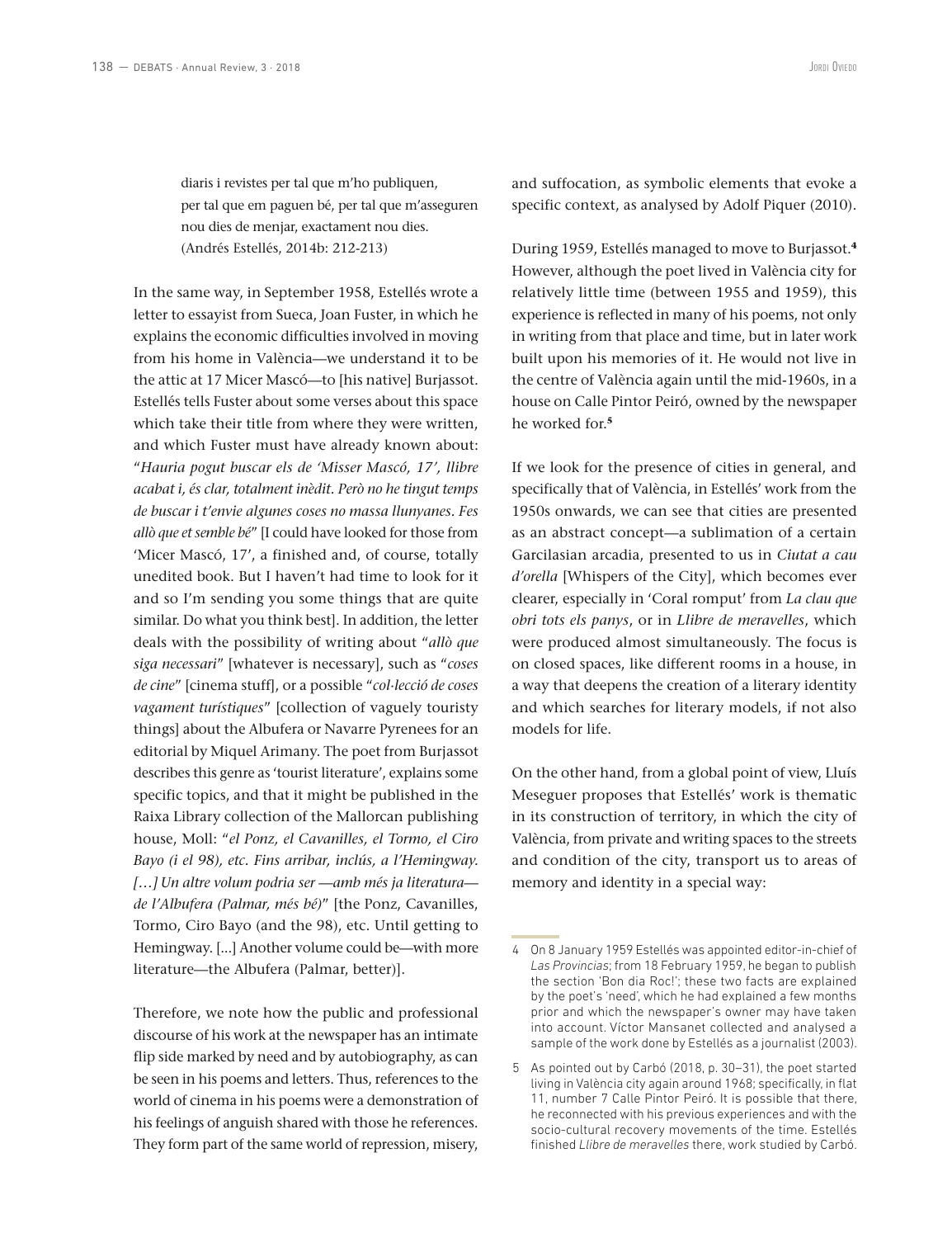> diaris i revistes per tal que m'ho publiquen,
> per tal que em paguen bé, per tal que m'asseguren
> nou dies de menjar, exactament nou dies.
> (Andrés Estellés, 2014b: 212-213)

In the same way, in September 1958, Estellés wrote a letter to essayist from Sueca, Joan Fuster, in which he explains the economic difficulties involved in moving from his home in València—we understand it to be the attic at 17 Micer Mascó—to [his native] Burjassot. Estellés tells Fuster about some verses about this space which take their title from where they were written, and which Fuster must have already known about: "*Hauria pogut buscar els de 'Misser Mascó, 17', llibre acabat i, és clar, totalment inèdit. Però no he tingut temps de buscar i t'envie algunes coses no massa llunyanes. Fes allò que et semble bé*" [I could have looked for those from 'Micer Mascó, 17', a finished and, of course, totally unedited book. But I haven't had time to look for it and so I'm sending you some things that are quite similar. Do what you think best]. In addition, the letter deals with the possibility of writing about "*allò que siga necessari*" [whatever is necessary], such as "*coses de cine*" [cinema stuff], or a possible "*col·lecció de coses vagament turístiques*" [collection of vaguely touristy things] about the Albufera or Navarre Pyrenees for an editorial by Miquel Arimany. The poet from Burjassot describes this genre as 'tourist literature', explains some specific topics, and that it might be published in the Raixa Library collection of the Mallorcan publishing house, Moll: "*el Ponz, el Cavanilles, el Tormo, el Ciro Bayo (i el 98), etc. Fins arribar, inclús, a l'Hemingway. […] Un altre volum podria ser —amb més ja literatura— de l'Albufera (Palmar, més bé)*" [the Ponz, Cavanilles, Tormo, Ciro Bayo (and the 98), etc. Until getting to Hemingway. [...] Another volume could be—with more literature—the Albufera (Palmar, better)].

Therefore, we note how the public and professional discourse of his work at the newspaper has an intimate flip side marked by need and by autobiography, as can be seen in his poems and letters. Thus, references to the world of cinema in his poems were a demonstration of his feelings of anguish shared with those he references. They form part of the same world of repression, misery, and suffocation, as symbolic elements that evoke a specific context, as analysed by Adolf Piquer (2010).

During 1959, Estellés managed to move to Burjassot.[4] However, although the poet lived in València city for relatively little time (between 1955 and 1959), this experience is reflected in many of his poems, not only in writing from that place and time, but in later work built upon his memories of it. He would not live in the centre of València again until the mid-1960s, in a house on Calle Pintor Peiró, owned by the newspaper he worked for.[5]

If we look for the presence of cities in general, and specifically that of València, in Estellés' work from the 1950s onwards, we can see that cities are presented as an abstract concept—a sublimation of a certain Garcilasian arcadia, presented to us in *Ciutat a cau d'orella* [Whispers of the City], which becomes ever clearer, especially in 'Coral romput' from *La clau que obri tots els panys*, or in *Llibre de meravelles*, which were produced almost simultaneously. The focus is on closed spaces, like different rooms in a house, in a way that deepens the creation of a literary identity and which searches for literary models, if not also models for life.

On the other hand, from a global point of view, Lluís Meseguer proposes that Estellés' work is thematic in its construction of territory, in which the city of València, from private and writing spaces to the streets and condition of the city, transport us to areas of memory and identity in a special way:

---

4 On 8 January 1959 Estellés was appointed editor-in-chief of *Las Provincias*; from 18 February 1959, he began to publish the section 'Bon dia Roc!'; these two facts are explained by the poet's 'need', which he had explained a few months prior and which the newspaper's owner may have taken into account. Víctor Mansanet collected and analysed a sample of the work done by Estellés as a journalist (2003).

5 As pointed out by Carbó (2018, p. 30–31), the poet started living in València city again around 1968; specifically, in flat 11, number 7 Calle Pintor Peiró. It is possible that there, he reconnected with his previous experiences and with the socio-cultural recovery movements of the time. Estellés finished *Llibre de meravelles* there, work studied by Carbó.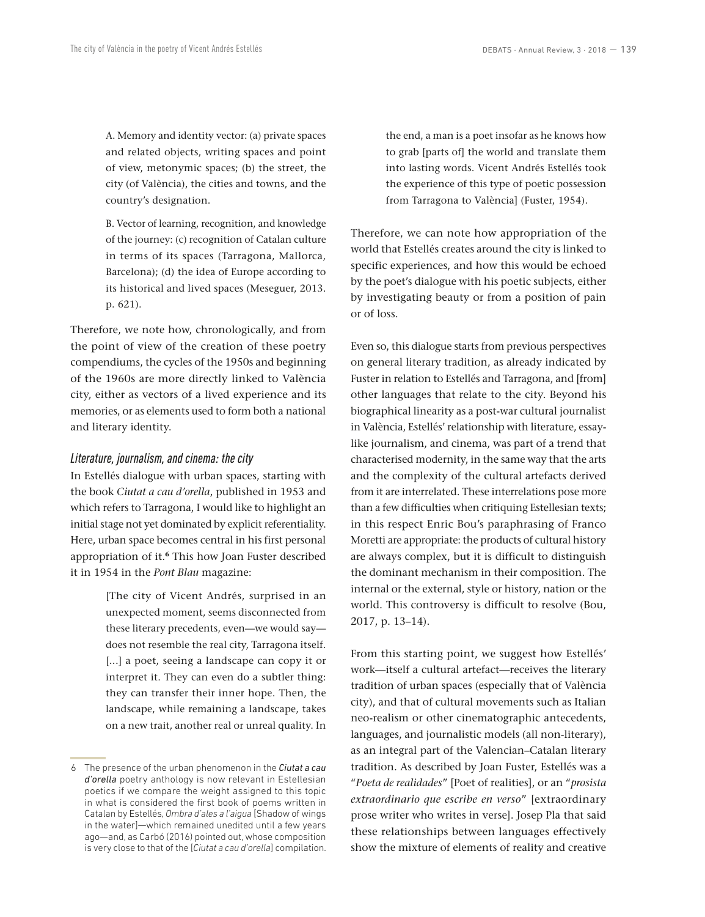> A. Memory and identity vector: (a) private spaces and related objects, writing spaces and point of view, metonymic spaces; (b) the street, the city (of València), the cities and towns, and the country's designation.
>
> B. Vector of learning, recognition, and knowledge of the journey: (c) recognition of Catalan culture in terms of its spaces (Tarragona, Mallorca, Barcelona); (d) the idea of Europe according to its historical and lived spaces (Meseguer, 2013. p. 621).

Therefore, we note how, chronologically, and from the point of view of the creation of these poetry compendiums, the cycles of the 1950s and beginning of the 1960s are more directly linked to València city, either as vectors of a lived experience and its memories, or as elements used to form both a national and literary identity.

### *Literature, journalism, and cinema: the city*

In Estellés dialogue with urban spaces, starting with the book *Ciutat a cau d'orella*, published in 1953 and which refers to Tarragona, I would like to highlight an initial stage not yet dominated by explicit referentiality. Here, urban space becomes central in his first personal appropriation of it.[6] This how Joan Fuster described it in 1954 in the *Pont Blau* magazine:

> [The city of Vicent Andrés, surprised in an unexpected moment, seems disconnected from these literary precedents, even—we would say—does not resemble the real city, Tarragona itself. [...] a poet, seeing a landscape can copy it or interpret it. They can even do a subtler thing: they can transfer their inner hope. Then, the landscape, while remaining a landscape, takes on a new trait, another real or unreal quality. In the end, a man is a poet insofar as he knows how to grab [parts of] the world and translate them into lasting words. Vicent Andrés Estellés took the experience of this type of poetic possession from Tarragona to València] (Fuster, 1954).

Therefore, we can note how appropriation of the world that Estellés creates around the city is linked to specific experiences, and how this would be echoed by the poet's dialogue with his poetic subjects, either by investigating beauty or from a position of pain or of loss.

Even so, this dialogue starts from previous perspectives on general literary tradition, as already indicated by Fuster in relation to Estellés and Tarragona, and [from] other languages that relate to the city. Beyond his biographical linearity as a post-war cultural journalist in València, Estellés' relationship with literature, essay-like journalism, and cinema, was part of a trend that characterised modernity, in the same way that the arts and the complexity of the cultural artefacts derived from it are interrelated. These interrelations pose more than a few difficulties when critiquing Estellesian texts; in this respect Enric Bou's paraphrasing of Franco Moretti are appropriate: the products of cultural history are always complex, but it is difficult to distinguish the dominant mechanism in their composition. The internal or the external, style or history, nation or the world. This controversy is difficult to resolve (Bou, 2017, p. 13–14).

From this starting point, we suggest how Estellés' work—itself a cultural artefact—receives the literary tradition of urban spaces (especially that of València city), and that of cultural movements such as Italian neo-realism or other cinematographic antecedents, languages, and journalistic models (all non-literary), as an integral part of the Valencian–Catalan literary tradition. As described by Joan Fuster, Estellés was a "*Poeta de realidades*" [Poet of realities], or an "*prosista extraordinario que escribe en verso*" [extraordinary prose writer who writes in verse]. Josep Pla that said these relationships between languages effectively show the mixture of elements of reality and creative

6 The presence of the urban phenomenon in the *Ciutat a cau d'orella* poetry anthology is now relevant in Estellesian poetics if we compare the weight assigned to this topic in what is considered the first book of poems written in Catalan by Estellés, *Ombra d'ales a l'aigua* [Shadow of wings in the water]—which remained unedited until a few years ago—and, as Carbó (2016) pointed out, whose composition is very close to that of the [*Ciutat a cau d'orella*] compilation.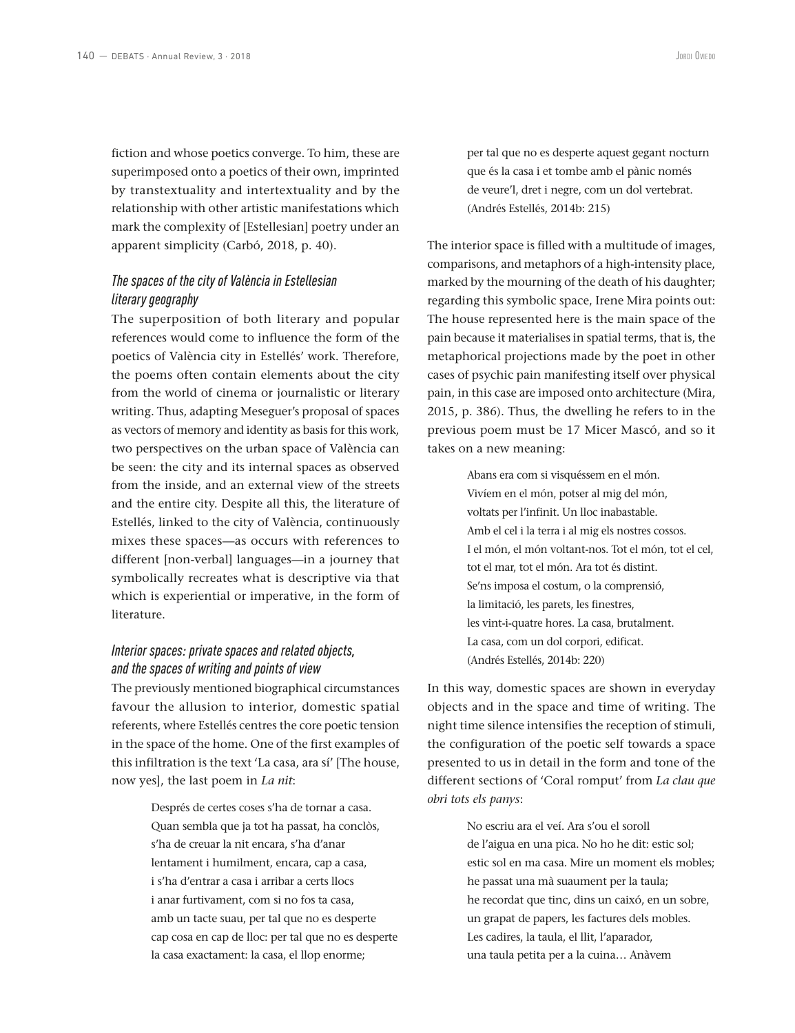fiction and whose poetics converge. To him, these are superimposed onto a poetics of their own, imprinted by transtextuality and intertextuality and by the relationship with other artistic manifestations which mark the complexity of [Estellesian] poetry under an apparent simplicity (Carbó, 2018, p. 40).

### *The spaces of the city of València in Estellesian literary geography*

The superposition of both literary and popular references would come to influence the form of the poetics of València city in Estellés' work. Therefore, the poems often contain elements about the city from the world of cinema or journalistic or literary writing. Thus, adapting Meseguer's proposal of spaces as vectors of memory and identity as basis for this work, two perspectives on the urban space of València can be seen: the city and its internal spaces as observed from the inside, and an external view of the streets and the entire city. Despite all this, the literature of Estellés, linked to the city of València, continuously mixes these spaces—as occurs with references to different [non-verbal] languages—in a journey that symbolically recreates what is descriptive via that which is experiential or imperative, in the form of literature.

### *Interior spaces: private spaces and related objects, and the spaces of writing and points of view*

The previously mentioned biographical circumstances favour the allusion to interior, domestic spatial referents, where Estellés centres the core poetic tension in the space of the home. One of the first examples of this infiltration is the text 'La casa, ara sí' [The house, now yes], the last poem in *La nit*:

> Després de certes coses s'ha de tornar a casa.
> Quan sembla que ja tot ha passat, ha conclòs,
> s'ha de creuar la nit encara, s'ha d'anar
> lentament i humilment, encara, cap a casa,
> i s'ha d'entrar a casa i arribar a certs llocs
> i anar furtivament, com si no fos ta casa,
> amb un tacte suau, per tal que no es desperte
> cap cosa en cap de lloc: per tal que no es desperte
> la casa exactament: la casa, el llop enorme;
> per tal que no es desperte aquest gegant nocturn
> que és la casa i et tombe amb el pànic només
> de veure'l, dret i negre, com un dol vertebrat.
> (Andrés Estellés, 2014b: 215)

The interior space is filled with a multitude of images, comparisons, and metaphors of a high-intensity place, marked by the mourning of the death of his daughter; regarding this symbolic space, Irene Mira points out: The house represented here is the main space of the pain because it materialises in spatial terms, that is, the metaphorical projections made by the poet in other cases of psychic pain manifesting itself over physical pain, in this case are imposed onto architecture (Mira, 2015, p. 386). Thus, the dwelling he refers to in the previous poem must be 17 Micer Mascó, and so it takes on a new meaning:

> Abans era com si visquéssem en el món.
> Vivíem en el món, potser al mig del món,
> voltats per l'infinit. Un lloc inabastable.
> Amb el cel i la terra i al mig els nostres cossos.
> I el món, el món voltant-nos. Tot el món, tot el cel,
> tot el mar, tot el món. Ara tot és distint.
> Se'ns imposa el costum, o la comprensió,
> la limitació, les parets, les finestres,
> les vint-i-quatre hores. La casa, brutalment.
> La casa, com un dol corpori, edificat.
> (Andrés Estellés, 2014b: 220)

In this way, domestic spaces are shown in everyday objects and in the space and time of writing. The night time silence intensifies the reception of stimuli, the configuration of the poetic self towards a space presented to us in detail in the form and tone of the different sections of 'Coral romput' from *La clau que obri tots els panys*:

> No escriu ara el veí. Ara s'ou el soroll
> de l'aigua en una pica. No ho he dit: estic sol;
> estic sol en ma casa. Mire un moment els mobles;
> he passat una mà suaument per la taula;
> he recordat que tinc, dins un caixó, en un sobre,
> un grapat de papers, les factures dels mobles.
> Les cadires, la taula, el llit, l'aparador,
> una taula petita per a la cuina… Anàvem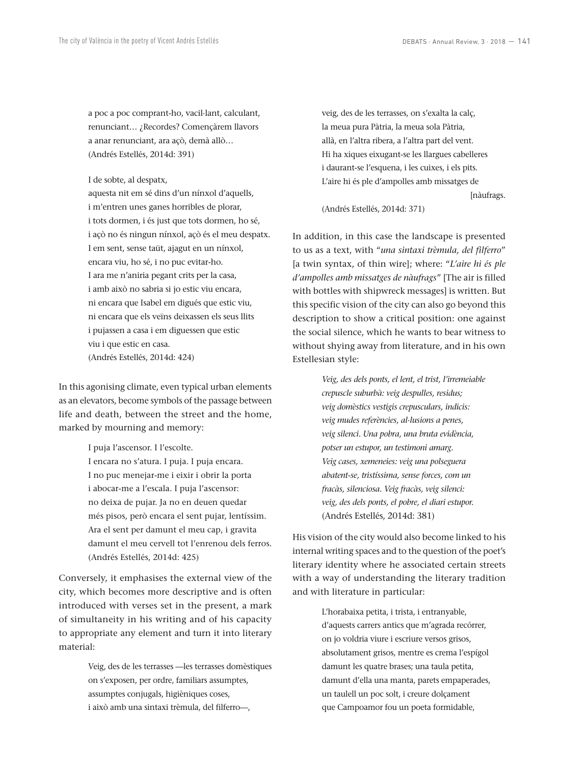a poc a poc comprant-ho, vacil·lant, calculant,
renunciant… ¿Recordes? Començàrem llavors
a anar renunciant, ara açò, demà allò…
(Andrés Estellés, 2014d: 391)

I de sobte, al despatx,
aquesta nit em sé dins d'un nínxol d'aquells,
i m'entren unes ganes horribles de plorar,
i tots dormen, i és just que tots dormen, ho sé,
i açò no és ningun nínxol, açò és el meu despatx.
I em sent, sense taüt, ajagut en un nínxol,
encara viu, ho sé, i no puc evitar-ho.
I ara me n'aniria pegant crits per la casa,
i amb això no sabria si jo estic viu encara,
ni encara que Isabel em digués que estic viu,
ni encara que els veïns deixassen els seus llits
i pujassen a casa i em diguessen que estic
viu i que estic en casa.
(Andrés Estellés, 2014d: 424)

In this agonising climate, even typical urban elements as an elevators, become symbols of the passage between life and death, between the street and the home, marked by mourning and memory:

I puja l'ascensor. I l'escolte.
I encara no s'atura. I puja. I puja encara.
I no puc menejar-me i eixir i obrir la porta
i abocar-me a l'escala. I puja l'ascensor:
no deixa de pujar. Ja no en deuen quedar
més pisos, però encara el sent pujar, lentíssim.
Ara el sent per damunt el meu cap, i gravita
damunt el meu cervell tot l'enrenou dels ferros.
(Andrés Estellés, 2014d: 425)

Conversely, it emphasises the external view of the city, which becomes more descriptive and is often introduced with verses set in the present, a mark of simultaneity in his writing and of his capacity to appropriate any element and turn it into literary material:

Veig, des de les terrasses —les terrasses domèstiques
on s'exposen, per ordre, familiars assumptes,
assumptes conjugals, higièniques coses,
i això amb una sintaxi trèmula, del filferro—,
veig, des de les terrasses, on s'exalta la calç,
la meua pura Pàtria, la meua sola Pàtria,
allà, en l'altra ribera, a l'altra part del vent.
Hi ha xiques eixugant-se les llargues cabelleres
i daurant-se l'esquena, i les cuixes, i els pits.
L'aire hi és ple d'ampolles amb missatges de [nàufrags.
(Andrés Estellés, 2014d: 371)

In addition, in this case the landscape is presented to us as a text, with "*una sintaxi trèmula, del filferro*" [a twin syntax, of thin wire]; where: "*L'aire hi és ple d'ampolles amb missatges de nàufrags*" [The air is filled with bottles with shipwreck messages] is written. But this specific vision of the city can also go beyond this description to show a critical position: one against the social silence, which he wants to bear witness to without shying away from literature, and in his own Estellesian style:

*Veig, des dels ponts, el lent, el trist, l'irremeiable
crepuscle suburbà: veig despulles, residus;
veig domèstics vestigis crepusculars, indicis:
veig mudes referències, al·lusions a penes,
veig silenci. Una pobra, una bruta evidència,
potser un estupor, un testimoni amarg.
Veig cases, xemeneies: veig una polseguera
abatent-se, tristíssima, sense forces, com un
fracàs, silenciosa. Veig fracàs, veig silenci:
veig, des dels ponts, el pobre, el diari estupor.*
(Andrés Estellés, 2014d: 381)

His vision of the city would also become linked to his internal writing spaces and to the question of the poet's literary identity where he associated certain streets with a way of understanding the literary tradition and with literature in particular:

L'horabaixa petita, i trista, i entranyable,
d'aquests carrers antics que m'agrada recórrer,
on jo voldria viure i escriure versos grisos,
absolutament grisos, mentre es crema l'espígol
damunt les quatre brases; una taula petita,
damunt d'ella una manta, parets empaperades,
un taulell un poc solt, i creure dolçament
que Campoamor fou un poeta formidable,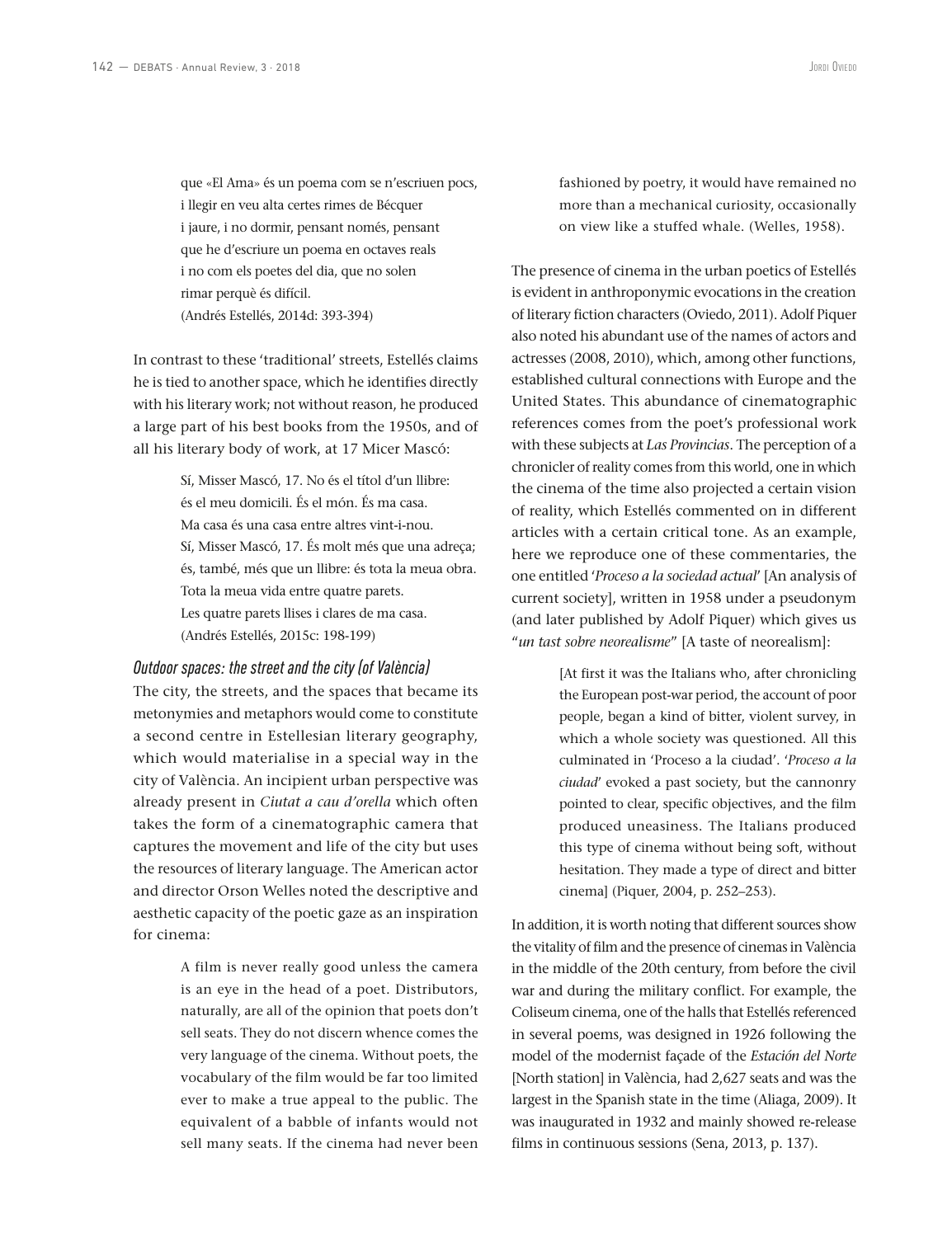que «El Ama» és un poema com se n'escriuen pocs,
i llegir en veu alta certes rimes de Bécquer
i jaure, i no dormir, pensant només, pensant
que he d'escriure un poema en octaves reals
i no com els poetes del dia, que no solen
rimar perquè és difícil.
(Andrés Estellés, 2014d: 393-394)

In contrast to these 'traditional' streets, Estellés claims he is tied to another space, which he identifies directly with his literary work; not without reason, he produced a large part of his best books from the 1950s, and of all his literary body of work, at 17 Micer Mascó:

> Sí, Misser Mascó, 17. No és el títol d'un llibre:
> és el meu domicili. És el món. És ma casa.
> Ma casa és una casa entre altres vint-i-nou.
> Sí, Misser Mascó, 17. És molt més que una adreça;
> és, també, més que un llibre: és tota la meua obra.
> Tota la meua vida entre quatre parets.
> Les quatre parets llises i clares de ma casa.
> (Andrés Estellés, 2015c: 198-199)

### *Outdoor spaces: the street and the city (of València)*

The city, the streets, and the spaces that became its metonymies and metaphors would come to constitute a second centre in Estellesian literary geography, which would materialise in a special way in the city of València. An incipient urban perspective was already present in *Ciutat a cau d'orella* which often takes the form of a cinematographic camera that captures the movement and life of the city but uses the resources of literary language. The American actor and director Orson Welles noted the descriptive and aesthetic capacity of the poetic gaze as an inspiration for cinema:

> A film is never really good unless the camera is an eye in the head of a poet. Distributors, naturally, are all of the opinion that poets don't sell seats. They do not discern whence comes the very language of the cinema. Without poets, the vocabulary of the film would be far too limited ever to make a true appeal to the public. The equivalent of a babble of infants would not sell many seats. If the cinema had never been fashioned by poetry, it would have remained no more than a mechanical curiosity, occasionally on view like a stuffed whale. (Welles, 1958).

The presence of cinema in the urban poetics of Estellés is evident in anthroponymic evocations in the creation of literary fiction characters (Oviedo, 2011). Adolf Piquer also noted his abundant use of the names of actors and actresses (2008, 2010), which, among other functions, established cultural connections with Europe and the United States. This abundance of cinematographic references comes from the poet's professional work with these subjects at *Las Provincias*. The perception of a chronicler of reality comes from this world, one in which the cinema of the time also projected a certain vision of reality, which Estellés commented on in different articles with a certain critical tone. As an example, here we reproduce one of these commentaries, the one entitled '*Proceso a la sociedad actual*' [An analysis of current society], written in 1958 under a pseudonym (and later published by Adolf Piquer) which gives us "*un tast sobre neorealisme*" [A taste of neorealism]:

> [At first it was the Italians who, after chronicling the European post-war period, the account of poor people, began a kind of bitter, violent survey, in which a whole society was questioned. All this culminated in 'Proceso a la ciudad'. '*Proceso a la ciudad*' evoked a past society, but the cannonry pointed to clear, specific objectives, and the film produced uneasiness. The Italians produced this type of cinema without being soft, without hesitation. They made a type of direct and bitter cinema] (Piquer, 2004, p. 252–253).

In addition, it is worth noting that different sources show the vitality of film and the presence of cinemas in València in the middle of the 20th century, from before the civil war and during the military conflict. For example, the Coliseum cinema, one of the halls that Estellés referenced in several poems, was designed in 1926 following the model of the modernist façade of the *Estación del Norte* [North station] in València, had 2,627 seats and was the largest in the Spanish state in the time (Aliaga, 2009). It was inaugurated in 1932 and mainly showed re-release films in continuous sessions (Sena, 2013, p. 137).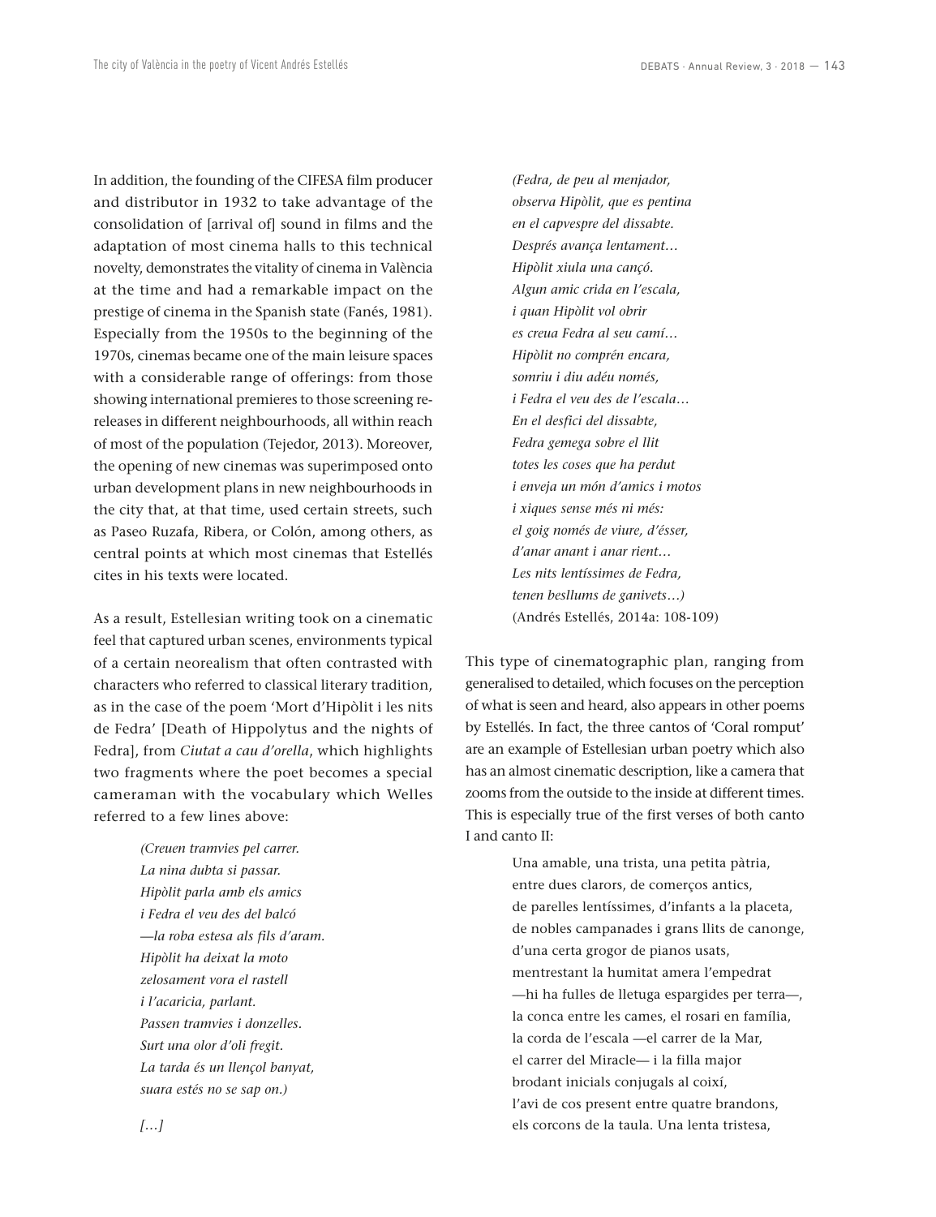In addition, the founding of the CIFESA film producer and distributor in 1932 to take advantage of the consolidation of [arrival of] sound in films and the adaptation of most cinema halls to this technical novelty, demonstrates the vitality of cinema in València at the time and had a remarkable impact on the prestige of cinema in the Spanish state (Fanés, 1981). Especially from the 1950s to the beginning of the 1970s, cinemas became one of the main leisure spaces with a considerable range of offerings: from those showing international premieres to those screening re-releases in different neighbourhoods, all within reach of most of the population (Tejedor, 2013). Moreover, the opening of new cinemas was superimposed onto urban development plans in new neighbourhoods in the city that, at that time, used certain streets, such as Paseo Ruzafa, Ribera, or Colón, among others, as central points at which most cinemas that Estellés cites in his texts were located.

As a result, Estellesian writing took on a cinematic feel that captured urban scenes, environments typical of a certain neorealism that often contrasted with characters who referred to classical literary tradition, as in the case of the poem 'Mort d'Hipòlit i les nits de Fedra' [Death of Hippolytus and the nights of Fedra], from *Ciutat a cau d'orella*, which highlights two fragments where the poet becomes a special cameraman with the vocabulary which Welles referred to a few lines above:

> *(Creuen tramvies pel carrer.*
> *La nina dubta si passar.*
> *Hipòlit parla amb els amics*
> *i Fedra el veu des del balcó*
> *—la roba estesa als fils d'aram.*
> *Hipòlit ha deixat la moto*
> *zelosament vora el rastell*
> *i l'acaricia, parlant.*
> *Passen tramvies i donzelles.*
> *Surt una olor d'oli fregit.*
> *La tarda és un llençol banyat,*
> *suara estés no se sap on.)*
>
> *[…]*
>
> *(Fedra, de peu al menjador,*
> *observa Hipòlit, que es pentina*
> *en el capvespre del dissabte.*
> *Després avança lentament…*
> *Hipòlit xiula una cançó.*
> *Algun amic crida en l'escala,*
> *i quan Hipòlit vol obrir*
> *es creua Fedra al seu camí…*
> *Hipòlit no comprén encara,*
> *somriu i diu adéu només,*
> *i Fedra el veu des de l'escala…*
> *En el desfici del dissabte,*
> *Fedra gemega sobre el llit*
> *totes les coses que ha perdut*
> *i enveja un món d'amics i motos*
> *i xiques sense més ni més:*
> *el goig només de viure, d'ésser,*
> *d'anar anant i anar rient…*
> *Les nits lentíssimes de Fedra,*
> *tenen besllums de ganivets…)*
> (Andrés Estellés, 2014a: 108-109)

This type of cinematographic plan, ranging from generalised to detailed, which focuses on the perception of what is seen and heard, also appears in other poems by Estellés. In fact, the three cantos of 'Coral romput' are an example of Estellesian urban poetry which also has an almost cinematic description, like a camera that zooms from the outside to the inside at different times. This is especially true of the first verses of both canto I and canto II:

> Una amable, una trista, una petita pàtria,
> entre dues clarors, de comerços antics,
> de parelles lentíssimes, d'infants a la placeta,
> de nobles campanades i grans llits de canonge,
> d'una certa grogor de pianos usats,
> mentrestant la humitat amera l'empedrat
> —hi ha fulles de lletuga espargides per terra—,
> la conca entre les cames, el rosari en família,
> la corda de l'escala —el carrer de la Mar,
> el carrer del Miracle— i la filla major
> brodant inicials conjugals al coixí,
> l'avi de cos present entre quatre brandons,
> els corcons de la taula. Una lenta tristesa,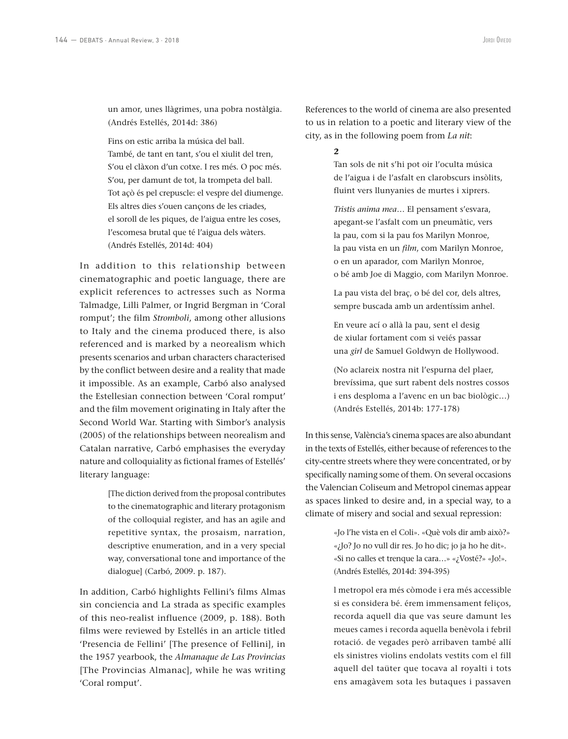un amor, unes llàgrimes, una pobra nostàlgia.
(Andrés Estellés, 2014d: 386)

> Fins on estic arriba la música del ball.
> També, de tant en tant, s'ou el xiulit del tren,
> S'ou el clàxon d'un cotxe. I res més. O poc més.
> S'ou, per damunt de tot, la trompeta del ball.
> Tot açò és pel crepuscle: el vespre del diumenge.
> Els altres dies s'ouen cançons de les criades,
> el soroll de les piques, de l'aigua entre les coses,
> l'escomesa brutal que té l'aigua dels wàters.
> (Andrés Estellés, 2014d: 404)

In addition to this relationship between cinematographic and poetic language, there are explicit references to actresses such as Norma Talmadge, Lilli Palmer, or Ingrid Bergman in 'Coral romput'; the film *Stromboli*, among other allusions to Italy and the cinema produced there, is also referenced and is marked by a neorealism which presents scenarios and urban characters characterised by the conflict between desire and a reality that made it impossible. As an example, Carbó also analysed the Estellesian connection between 'Coral romput' and the film movement originating in Italy after the Second World War. Starting with Simbor's analysis (2005) of the relationships between neorealism and Catalan narrative, Carbó emphasises the everyday nature and colloquiality as fictional frames of Estellés' literary language:

> [The diction derived from the proposal contributes to the cinematographic and literary protagonism of the colloquial register, and has an agile and repetitive syntax, the prosaism, narration, descriptive enumeration, and in a very special way, conversational tone and importance of the dialogue] (Carbó, 2009. p. 187).

In addition, Carbó highlights Fellini's films Almas sin conciencia and La strada as specific examples of this neo-realist influence (2009, p. 188). Both films were reviewed by Estellés in an article titled 'Presencia de Fellini' [The presence of Fellini], in the 1957 yearbook, the *Almanaque de Las Provincias* [The Provincias Almanac], while he was writing 'Coral romput'.

References to the world of cinema are also presented to us in relation to a poetic and literary view of the city, as in the following poem from *La nit*:

> **2**
>
> Tan sols de nit s'hi pot oir l'oculta música
> de l'aigua i de l'asfalt en clarobscurs insòlits,
> fluint vers llunyanies de murtes i xiprers.
>
> *Tristis anima mea*… El pensament s'esvara,
> apegant-se l'asfalt com un pneumàtic, vers
> la pau, com si la pau fos Marilyn Monroe,
> la pau vista en un *film*, com Marilyn Monroe,
> o en un aparador, com Marilyn Monroe,
> o bé amb Joe di Maggio, com Marilyn Monroe.
>
> La pau vista del braç, o bé del cor, dels altres,
> sempre buscada amb un ardentíssim anhel.
>
> En veure ací o allà la pau, sent el desig
> de xiular fortament com si veiés passar
> una *girl* de Samuel Goldwyn de Hollywood.
>
> (No aclareix nostra nit l'espurna del plaer,
> brevíssima, que surt rabent dels nostres cossos
> i ens desploma a l'avenc en un bac biològic…)
> (Andrés Estellés, 2014b: 177-178)

In this sense, València's cinema spaces are also abundant in the texts of Estellés, either because of references to the city-centre streets where they were concentrated, or by specifically naming some of them. On several occasions the Valencian Coliseum and Metropol cinemas appear as spaces linked to desire and, in a special way, to a climate of misery and social and sexual repression:

> «Jo l'he vista en el Coli». «Què vols dir amb això?»
> «¿Jo? Jo no vull dir res. Jo ho dic; jo ja ho he dit».
> «Si no calles et trenque la cara…» «¿Vosté?» «Jo!».
> (Andrés Estellés, 2014d: 394-395)

> l metropol era més còmode i era més accessible si es considera bé. érem immensament feliços, recorda aquell dia que vas seure damunt les meues cames i recorda aquella benèvola i febril rotació. de vegades però arribaven també allí els sinistres violins endolats vestits com el fill aquell del taüter que tocava al royalti i tots ens amagàvem sota les butaques i passaven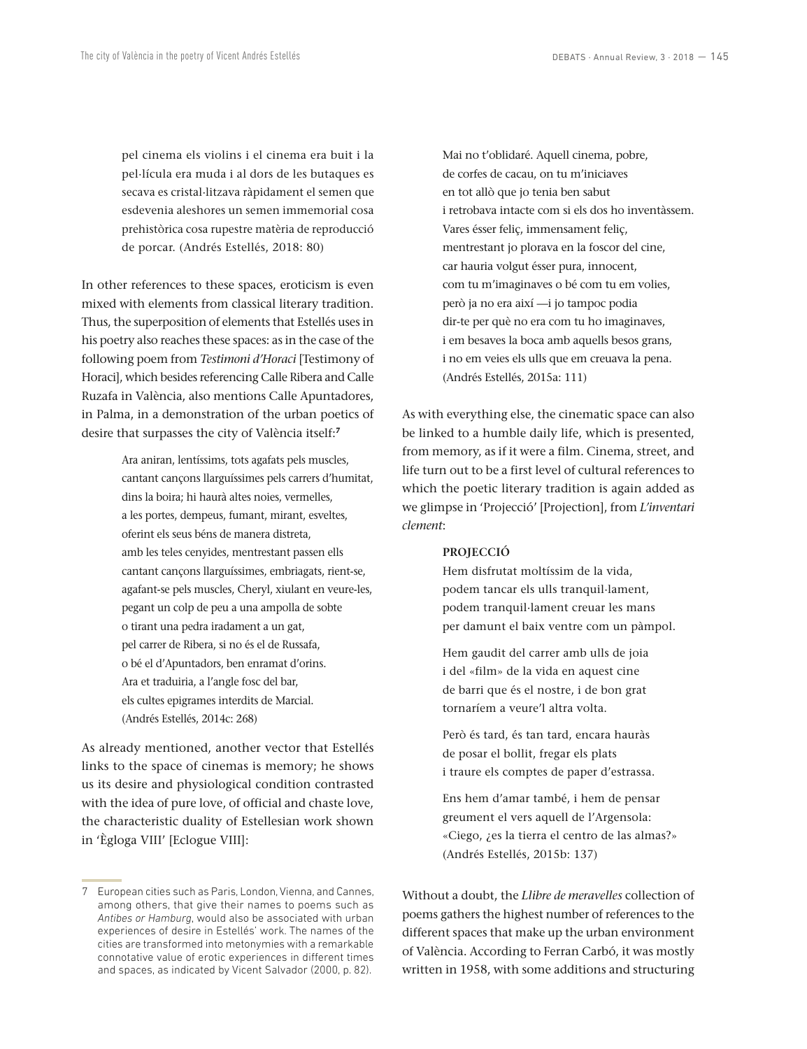pel cinema els violins i el cinema era buit i la pel·lícula era muda i al dors de les butaques es secava es cristal·litzava ràpidament el semen que esdevenia aleshores un semen immemorial cosa prehistòrica cosa rupestre matèria de reproducció de porcar. (Andrés Estellés, 2018: 80)

In other references to these spaces, eroticism is even mixed with elements from classical literary tradition. Thus, the superposition of elements that Estellés uses in his poetry also reaches these spaces: as in the case of the following poem from *Testimoni d'Horaci* [Testimony of Horaci], which besides referencing Calle Ribera and Calle Ruzafa in València, also mentions Calle Apuntadores, in Palma, in a demonstration of the urban poetics of desire that surpasses the city of València itself:[7]

> Ara aniran, lentíssims, tots agafats pels muscles,
> cantant cançons llarguíssimes pels carrers d'humitat,
> dins la boira; hi haurà altes noies, vermelles,
> a les portes, dempeus, fumant, mirant, esveltes,
> oferint els seus béns de manera distreta,
> amb les teles cenyides, mentrestant passen ells
> cantant cançons llarguíssimes, embriagats, rient-se,
> agafant-se pels muscles, Cheryl, xiulant en veure-les,
> pegant un colp de peu a una ampolla de sobte
> o tirant una pedra iradament a un gat,
> pel carrer de Ribera, si no és el de Russafa,
> o bé el d'Apuntadors, ben enramat d'orins.
> Ara et traduiria, a l'angle fosc del bar,
> els cultes epigrames interdits de Marcial.
> (Andrés Estellés, 2014c: 268)

As already mentioned, another vector that Estellés links to the space of cinemas is memory; he shows us its desire and physiological condition contrasted with the idea of pure love, of official and chaste love, the characteristic duality of Estellesian work shown in 'Ègloga VIII' [Eclogue VIII]:

> Mai no t'oblidaré. Aquell cinema, pobre,
> de corfes de cacau, on tu m'iniciaves
> en tot allò que jo tenia ben sabut
> i retrobava intacte com si els dos ho inventàssem.
> Vares ésser feliç, immensament feliç,
> mentrestant jo plorava en la foscor del cine,
> car hauria volgut ésser pura, innocent,
> com tu m'imaginaves o bé com tu em volies,
> però ja no era així —i jo tampoc podia
> dir-te per què no era com tu ho imaginaves,
> i em besaves la boca amb aquells besos grans,
> i no em veies els ulls que em creuava la pena.
> (Andrés Estellés, 2015a: 111)

As with everything else, the cinematic space can also be linked to a humble daily life, which is presented, from memory, as if it were a film. Cinema, street, and life turn out to be a first level of cultural references to which the poetic literary tradition is again added as we glimpse in 'Projecció' [Projection], from *L'inventari clement*:

> **PROJECCIÓ**
>
> Hem disfrutat moltíssim de la vida,
> podem tancar els ulls tranquil·lament,
> podem tranquil·lament creuar les mans
> per damunt el baix ventre com un pàmpol.
>
> Hem gaudit del carrer amb ulls de joia
> i del «film» de la vida en aquest cine
> de barri que és el nostre, i de bon grat
> tornaríem a veure'l altra volta.
>
> Però és tard, és tan tard, encara hauràs
> de posar el bollit, fregar els plats
> i traure els comptes de paper d'estrassa.
>
> Ens hem d'amar també, i hem de pensar
> greument el vers aquell de l'Argensola:
> «Ciego, ¿es la tierra el centro de las almas?»
> (Andrés Estellés, 2015b: 137)

Without a doubt, the *Llibre de meravelles* collection of poems gathers the highest number of references to the different spaces that make up the urban environment of València. According to Ferran Carbó, it was mostly written in 1958, with some additions and structuring

---

7 European cities such as Paris, London, Vienna, and Cannes, among others, that give their names to poems such as *Antibes or Hamburg*, would also be associated with urban experiences of desire in Estellés' work. The names of the cities are transformed into metonymies with a remarkable connotative value of erotic experiences in different times and spaces, as indicated by Vicent Salvador (2000, p. 82).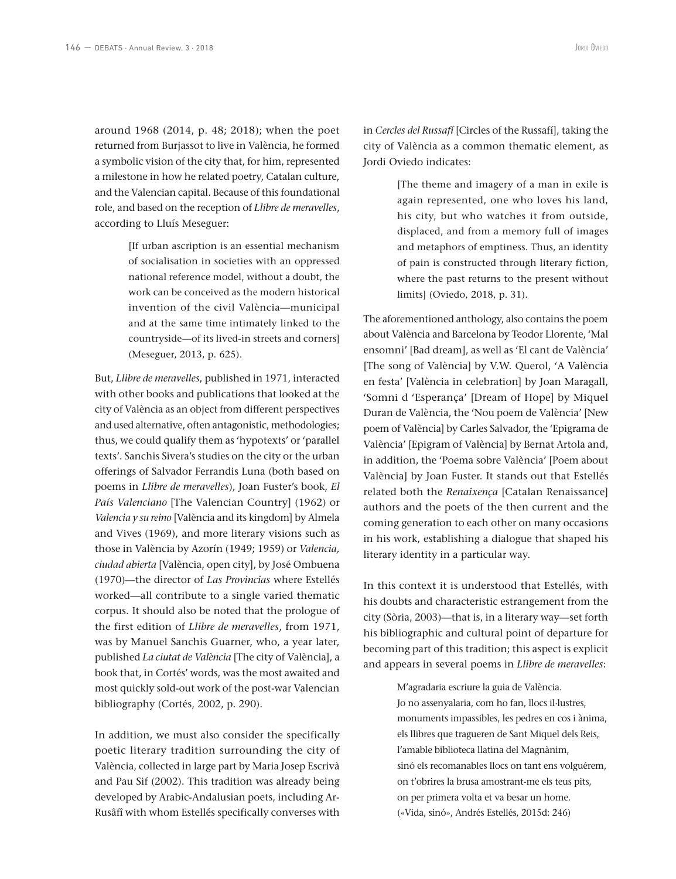around 1968 (2014, p. 48; 2018); when the poet returned from Burjassot to live in València, he formed a symbolic vision of the city that, for him, represented a milestone in how he related poetry, Catalan culture, and the Valencian capital. Because of this foundational role, and based on the reception of *Llibre de meravelles*, according to Lluís Meseguer:

> [If urban ascription is an essential mechanism of socialisation in societies with an oppressed national reference model, without a doubt, the work can be conceived as the modern historical invention of the civil València—municipal and at the same time intimately linked to the countryside—of its lived-in streets and corners] (Meseguer, 2013, p. 625).

But, *Llibre de meravelles*, published in 1971, interacted with other books and publications that looked at the city of València as an object from different perspectives and used alternative, often antagonistic, methodologies; thus, we could qualify them as 'hypotexts' or 'parallel texts'. Sanchis Sivera's studies on the city or the urban offerings of Salvador Ferrandis Luna (both based on poems in *Llibre de meravelles*), Joan Fuster's book, *El País Valenciano* [The Valencian Country] (1962) or *Valencia y su reino* [València and its kingdom] by Almela and Vives (1969), and more literary visions such as those in València by Azorín (1949; 1959) or *Valencia, ciudad abierta* [València, open city], by José Ombuena (1970)—the director of *Las Provincias* where Estellés worked—all contribute to a single varied thematic corpus. It should also be noted that the prologue of the first edition of *Llibre de meravelles*, from 1971, was by Manuel Sanchis Guarner, who, a year later, published *La ciutat de València* [The city of València], a book that, in Cortés' words, was the most awaited and most quickly sold-out work of the post-war Valencian bibliography (Cortés, 2002, p. 290).

In addition, we must also consider the specifically poetic literary tradition surrounding the city of València, collected in large part by Maria Josep Escrivà and Pau Sif (2002). This tradition was already being developed by Arabic-Andalusian poets, including Ar-Rusâfî with whom Estellés specifically converses with in *Cercles del Russafí* [Circles of the Russafí], taking the city of València as a common thematic element, as Jordi Oviedo indicates:

> [The theme and imagery of a man in exile is again represented, one who loves his land, his city, but who watches it from outside, displaced, and from a memory full of images and metaphors of emptiness. Thus, an identity of pain is constructed through literary fiction, where the past returns to the present without limits] (Oviedo, 2018, p. 31).

The aforementioned anthology, also contains the poem about València and Barcelona by Teodor Llorente, 'Mal ensomni' [Bad dream], as well as 'El cant de València' [The song of València] by V.W. Querol, 'A València en festa' [València in celebration] by Joan Maragall, 'Somni d 'Esperança' [Dream of Hope] by Miquel Duran de València, the 'Nou poem de València' [New poem of València] by Carles Salvador, the 'Epigrama de València' [Epigram of València] by Bernat Artola and, in addition, the 'Poema sobre València' [Poem about València] by Joan Fuster. It stands out that Estellés related both the *Renaixença* [Catalan Renaissance] authors and the poets of the then current and the coming generation to each other on many occasions in his work, establishing a dialogue that shaped his literary identity in a particular way.

In this context it is understood that Estellés, with his doubts and characteristic estrangement from the city (Sòria, 2003)—that is, in a literary way—set forth his bibliographic and cultural point of departure for becoming part of this tradition; this aspect is explicit and appears in several poems in *Llibre de meravelles*:

> M'agradaria escriure la guia de València.
> Jo no assenyalaria, com ho fan, llocs il·lustres,
> monuments impassibles, les pedres en cos i ànima,
> els llibres que tragueren de Sant Miquel dels Reis,
> l'amable biblioteca llatina del Magnànim,
> sinó els recomanables llocs on tant ens volguérem,
> on t'obrires la brusa amostrant-me els teus pits,
> on per primera volta et va besar un home.
> («Vida, sinó», Andrés Estellés, 2015d: 246)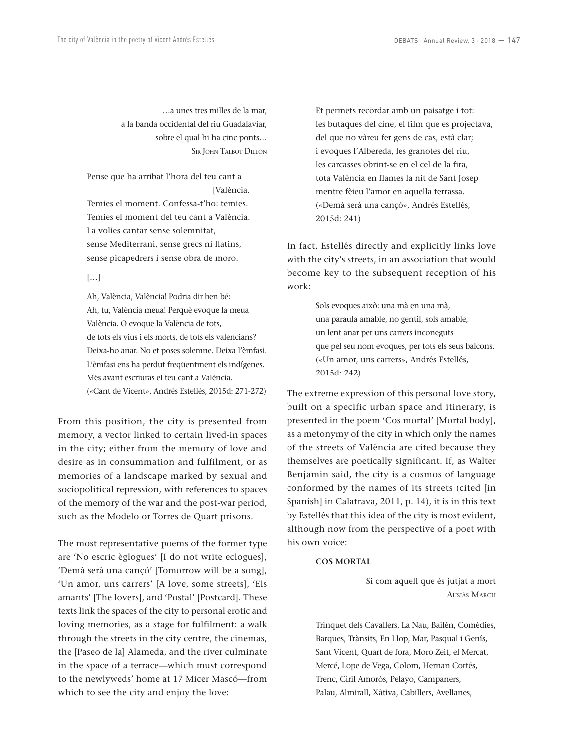> …a unes tres milles de la mar,
> a la banda occidental del riu Guadalaviar,
> sobre el qual hi ha cinc ponts…
> Sir John Talbot Dillon

> Pense que ha arribat l'hora del teu cant a València.
> Temies el moment. Confessa-t'ho: temies.
> Temies el moment del teu cant a València.
> La volies cantar sense solemnitat,
> sense Mediterrani, sense grecs ni llatins,
> sense picapedrers i sense obra de moro.
>
> […]
>
> Ah, València, València! Podria dir ben bé:
> Ah, tu, València meua! Perquè evoque la meua
> València. O evoque la València de tots,
> de tots els vius i els morts, de tots els valencians?
> Deixa-ho anar. No et poses solemne. Deixa l'èmfasi.
> L'èmfasi ens ha perdut freqüentment els indígenes.
> Més avant escriuràs el teu cant a València.
> («Cant de Vicent», Andrés Estellés, 2015d: 271-272)

From this position, the city is presented from memory, a vector linked to certain lived-in spaces in the city; either from the memory of love and desire as in consummation and fulfilment, or as memories of a landscape marked by sexual and sociopolitical repression, with references to spaces of the memory of the war and the post-war period, such as the Modelo or Torres de Quart prisons.

The most representative poems of the former type are 'No escric èglogues' [I do not write eclogues], 'Demà serà una cançó' [Tomorrow will be a song], 'Un amor, uns carrers' [A love, some streets], 'Els amants' [The lovers], and 'Postal' [Postcard]. These texts link the spaces of the city to personal erotic and loving memories, as a stage for fulfilment: a walk through the streets in the city centre, the cinemas, the [Paseo de la] Alameda, and the river culminate in the space of a terrace—which must correspond to the newlyweds' home at 17 Micer Mascó—from which to see the city and enjoy the love:

> Et permets recordar amb un paisatge i tot:
> les butaques del cine, el film que es projectava,
> del que no vàreu fer gens de cas, està clar;
> i evoques l'Albereda, les granotes del riu,
> les carcasses obrint-se en el cel de la fira,
> tota València en flames la nit de Sant Josep
> mentre fèieu l'amor en aquella terrassa.
> («Demà serà una cançó», Andrés Estellés, 2015d: 241)

In fact, Estellés directly and explicitly links love with the city's streets, in an association that would become key to the subsequent reception of his work:

> Sols evoques això: una mà en una mà,
> una paraula amable, no gentil, sols amable,
> un lent anar per uns carrers inconeguts
> que pel seu nom evoques, per tots els seus balcons.
> («Un amor, uns carrers», Andrés Estellés, 2015d: 242).

The extreme expression of this personal love story, built on a specific urban space and itinerary, is presented in the poem 'Cos mortal' [Mortal body], as a metonymy of the city in which only the names of the streets of València are cited because they themselves are poetically significant. If, as Walter Benjamin said, the city is a cosmos of language conformed by the names of its streets (cited [in Spanish] in Calatrava, 2011, p. 14), it is in this text by Estellés that this idea of the city is most evident, although now from the perspective of a poet with his own voice:

> **COS MORTAL**
>
> Si com aquell que és jutjat a mort
> Ausiàs March
>
> Trinquet dels Cavallers, La Nau, Bailén, Comèdies,
> Barques, Trànsits, En Llop, Mar, Pasqual i Genís,
> Sant Vicent, Quart de fora, Moro Zeit, el Mercat,
> Mercé, Lope de Vega, Colom, Hernan Cortés,
> Trenc, Ciril Amorós, Pelayo, Campaners,
> Palau, Almirall, Xàtiva, Cabillers, Avellanes,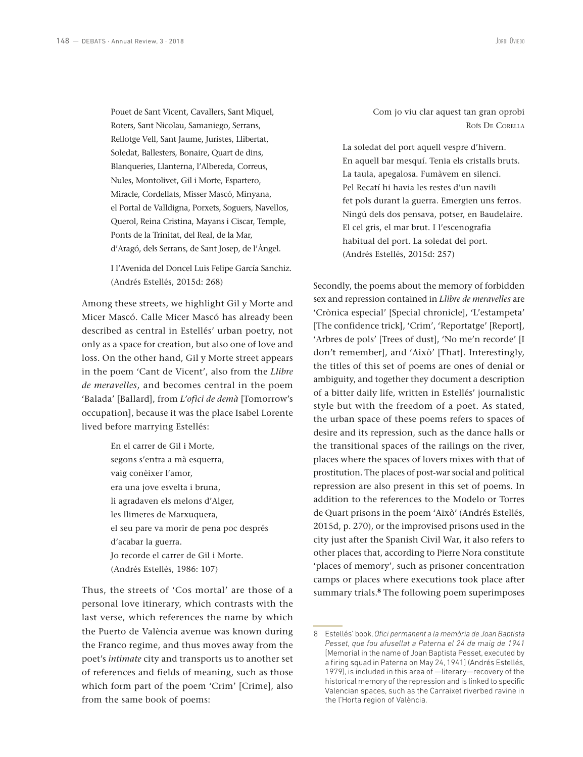Pouet de Sant Vicent, Cavallers, Sant Miquel,
Roters, Sant Nicolau, Samaniego, Serrans,
Rellotge Vell, Sant Jaume, Juristes, Llibertat,
Soledat, Ballesters, Bonaire, Quart de dins,
Blanqueries, Llanterna, l'Albereda, Correus,
Nules, Montolivet, Gil i Morte, Espartero,
Miracle, Cordellats, Misser Mascó, Minyana,
el Portal de Valldigna, Porxets, Soguers, Navellos,
Querol, Reina Cristina, Mayans i Ciscar, Temple,
Ponts de la Trinitat, del Real, de la Mar,
d'Aragó, dels Serrans, de Sant Josep, de l'Àngel.

I l'Avenida del Doncel Luis Felipe García Sanchiz.
(Andrés Estellés, 2015d: 268)

Among these streets, we highlight Gil y Morte and Micer Mascó. Calle Micer Mascó has already been described as central in Estellés' urban poetry, not only as a space for creation, but also one of love and loss. On the other hand, Gil y Morte street appears in the poem 'Cant de Vicent', also from the *Llibre de meravelles*, and becomes central in the poem 'Balada' [Ballard], from *L'ofici de demà* [Tomorrow's occupation], because it was the place Isabel Lorente lived before marrying Estellés:

En el carrer de Gil i Morte,
segons s'entra a mà esquerra,
vaig conèixer l'amor,
era una jove esvelta i bruna,
li agradaven els melons d'Alger,
les llimeres de Marxuquera,
el seu pare va morir de pena poc després
d'acabar la guerra.
Jo recorde el carrer de Gil i Morte.
(Andrés Estellés, 1986: 107)

Thus, the streets of 'Cos mortal' are those of a personal love itinerary, which contrasts with the last verse, which references the name by which the Puerto de València avenue was known during the Franco regime, and thus moves away from the poet's *intimate* city and transports us to another set of references and fields of meaning, such as those which form part of the poem 'Crim' [Crime], also from the same book of poems:

Com jo viu clar aquest tan gran oprobi
Roís De Corella

La soledat del port aquell vespre d'hivern.
En aquell bar mesquí. Tenia els cristalls bruts.
La taula, apegalosa. Fumàvem en silenci.
Pel Recatí hi havia les restes d'un navili
fet pols durant la guerra. Emergien uns ferros.
Ningú dels dos pensava, potser, en Baudelaire.
El cel gris, el mar brut. I l'escenografia
habitual del port. La soledat del port.
(Andrés Estellés, 2015d: 257)

Secondly, the poems about the memory of forbidden sex and repression contained in *Llibre de meravelles* are 'Crònica especial' [Special chronicle], 'L'estampeta' [The confidence trick], 'Crim', 'Reportatge' [Report], 'Arbres de pols' [Trees of dust], 'No me'n recorde' [I don't remember], and 'Això' [That]. Interestingly, the titles of this set of poems are ones of denial or ambiguity, and together they document a description of a bitter daily life, written in Estellés' journalistic style but with the freedom of a poet. As stated, the urban space of these poems refers to spaces of desire and its repression, such as the dance halls or the transitional spaces of the railings on the river, places where the spaces of lovers mixes with that of prostitution. The places of post-war social and political repression are also present in this set of poems. In addition to the references to the Modelo or Torres de Quart prisons in the poem 'Això' (Andrés Estellés, 2015d, p. 270), or the improvised prisons used in the city just after the Spanish Civil War, it also refers to other places that, according to Pierre Nora constitute 'places of memory', such as prisoner concentration camps or places where executions took place after summary trials.[8] The following poem superimposes

8 Estellés' book, *Ofici permanent a la memòria de Joan Baptista Pesset, que fou afusellat a Paterna el 24 de maig de 1941* [Memorial in the name of Joan Baptista Pesset, executed by a firing squad in Paterna on May 24, 1941] (Andrés Estellés, 1979), is included in this area of —literary—recovery of the historical memory of the repression and is linked to specific Valencian spaces, such as the Carraixet riverbed ravine in the l'Horta region of València.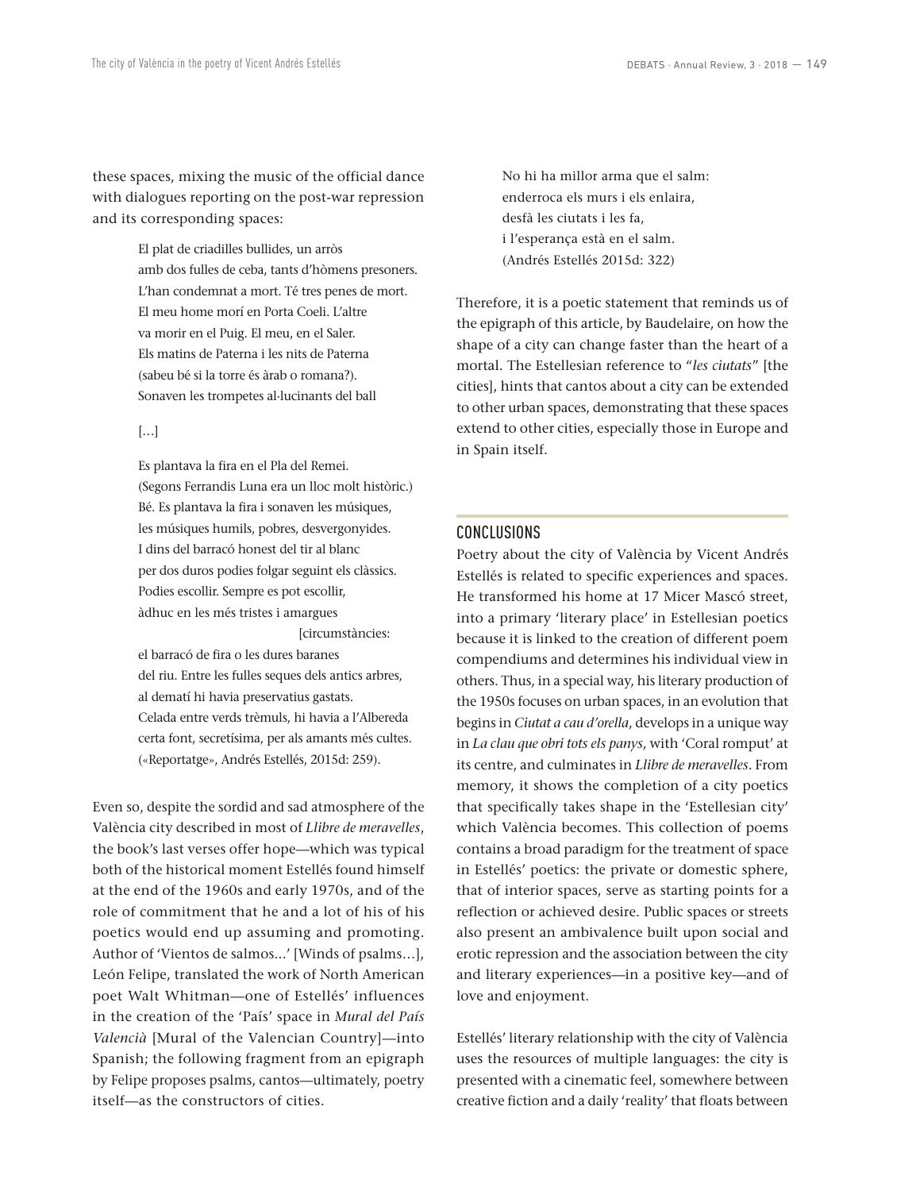these spaces, mixing the music of the official dance with dialogues reporting on the post-war repression and its corresponding spaces:

> El plat de criadilles bullides, un arròs
> amb dos fulles de ceba, tants d'hòmens presoners.
> L'han condemnat a mort. Té tres penes de mort.
> El meu home morí en Porta Coeli. L'altre
> va morir en el Puig. El meu, en el Saler.
> Els matins de Paterna i les nits de Paterna
> (sabeu bé si la torre és àrab o romana?).
> Sonaven les trompetes al·lucinants del ball
>
> […]
>
> Es plantava la fira en el Pla del Remei.
> (Segons Ferrandis Luna era un lloc molt històric.)
> Bé. Es plantava la fira i sonaven les músiques,
> les músiques humils, pobres, desvergonyides.
> I dins del barracó honest del tir al blanc
> per dos duros podies folgar seguint els clàssics.
> Podies escollir. Sempre es pot escollir,
> àdhuc en les més tristes i amargues
> [circumstàncies:
> el barracó de fira o les dures baranes
> del riu. Entre les fulles seques dels antics arbres,
> al dematí hi havia preservatius gastats.
> Celada entre verds trèmuls, hi havia a l'Albereda
> certa font, secretíssima, per als amants més cultes.
> («Reportatge», Andrés Estellés, 2015d: 259).

Even so, despite the sordid and sad atmosphere of the València city described in most of *Llibre de meravelles*, the book's last verses offer hope—which was typical both of the historical moment Estellés found himself at the end of the 1960s and early 1970s, and of the role of commitment that he and a lot of his of his poetics would end up assuming and promoting. Author of 'Vientos de salmos…' [Winds of psalms…], León Felipe, translated the work of North American poet Walt Whitman—one of Estellés' influences in the creation of the 'País' space in *Mural del País Valencià* [Mural of the Valencian Country]—into Spanish; the following fragment from an epigraph by Felipe proposes psalms, cantos—ultimately, poetry itself—as the constructors of cities.

> No hi ha millor arma que el salm:
> enderroca els murs i els enlaira,
> desfà les ciutats i les fa,
> i l'esperança està en el salm.
> (Andrés Estellés 2015d: 322)

Therefore, it is a poetic statement that reminds us of the epigraph of this article, by Baudelaire, on how the shape of a city can change faster than the heart of a mortal. The Estellesian reference to "*les ciutats*" [the cities], hints that cantos about a city can be extended to other urban spaces, demonstrating that these spaces extend to other cities, especially those in Europe and in Spain itself.

## CONCLUSIONS

Poetry about the city of València by Vicent Andrés Estellés is related to specific experiences and spaces. He transformed his home at 17 Micer Mascó street, into a primary 'literary place' in Estellesian poetics because it is linked to the creation of different poem compendiums and determines his individual view in others. Thus, in a special way, his literary production of the 1950s focuses on urban spaces, in an evolution that begins in *Ciutat a cau d'orella*, develops in a unique way in *La clau que obri tots els panys*, with 'Coral romput' at its centre, and culminates in *Llibre de meravelles*. From memory, it shows the completion of a city poetics that specifically takes shape in the 'Estellesian city' which València becomes. This collection of poems contains a broad paradigm for the treatment of space in Estellés' poetics: the private or domestic sphere, that of interior spaces, serve as starting points for a reflection or achieved desire. Public spaces or streets also present an ambivalence built upon social and erotic repression and the association between the city and literary experiences—in a positive key—and of love and enjoyment.

Estellés' literary relationship with the city of València uses the resources of multiple languages: the city is presented with a cinematic feel, somewhere between creative fiction and a daily 'reality' that floats between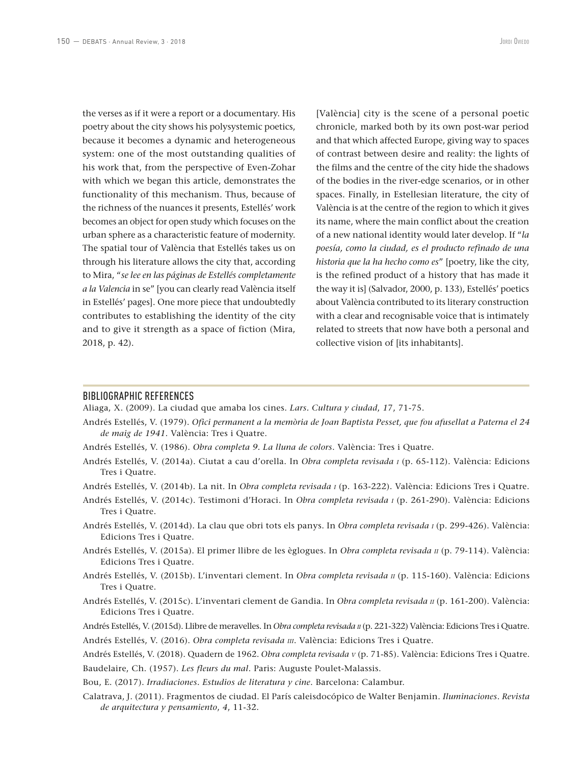the verses as if it were a report or a documentary. His poetry about the city shows his polysystemic poetics, because it becomes a dynamic and heterogeneous system: one of the most outstanding qualities of his work that, from the perspective of Even-Zohar with which we began this article, demonstrates the functionality of this mechanism. Thus, because of the richness of the nuances it presents, Estellés' work becomes an object for open study which focuses on the urban sphere as a characteristic feature of modernity. The spatial tour of València that Estellés takes us on through his literature allows the city that, according to Mira, "*se lee en las páginas de Estellés completamente a la Valencia* in se" [you can clearly read València itself in Estellés' pages]. One more piece that undoubtedly contributes to establishing the identity of the city and to give it strength as a space of fiction (Mira, 2018, p. 42).

[València] city is the scene of a personal poetic chronicle, marked both by its own post-war period and that which affected Europe, giving way to spaces of contrast between desire and reality: the lights of the films and the centre of the city hide the shadows of the bodies in the river-edge scenarios, or in other spaces. Finally, in Estellesian literature, the city of València is at the centre of the region to which it gives its name, where the main conflict about the creation of a new national identity would later develop. If "*la poesía, como la ciudad, es el producto refinado de una historia que la ha hecho como es*" [poetry, like the city, is the refined product of a history that has made it the way it is] (Salvador, 2000, p. 133), Estellés' poetics about València contributed to its literary construction with a clear and recognisable voice that is intimately related to streets that now have both a personal and collective vision of [its inhabitants].

## BIBLIOGRAPHIC REFERENCES

Aliaga, X. (2009). La ciudad que amaba los cines. *Lars. Cultura y ciudad*, *17*, 71-75.

Andrés Estellés, V. (1979). *Ofici permanent a la memòria de Joan Baptista Pesset, que fou afusellat a Paterna el 24 de maig de 1941*. València: Tres i Quatre.

Andrés Estellés, V. (1986). *Obra completa 9. La lluna de colors*. València: Tres i Quatre.

Andrés Estellés, V. (2014a). Ciutat a cau d'orella. In *Obra completa revisada I* (p. 65-112). València: Edicions Tres i Quatre.

Andrés Estellés, V. (2014b). La nit. In *Obra completa revisada I* (p. 163-222). València: Edicions Tres i Quatre.

Andrés Estellés, V. (2014c). Testimoni d'Horaci. In *Obra completa revisada I* (p. 261-290). València: Edicions Tres i Quatre.

Andrés Estellés, V. (2014d). La clau que obri tots els panys. In *Obra completa revisada I* (p. 299-426). València: Edicions Tres i Quatre.

Andrés Estellés, V. (2015a). El primer llibre de les ègloques. In *Obra completa revisada II* (p. 79-114). València: Edicions Tres i Quatre.

Andrés Estellés, V. (2015b). L'inventari clement. In *Obra completa revisada II* (p. 115-160). València: Edicions Tres i Quatre.

Andrés Estellés, V. (2015c). L'inventari clement de Gandia. In *Obra completa revisada II* (p. 161-200). València: Edicions Tres i Quatre.

Andrés Estellés, V. (2015d). Llibre de meravelles. In *Obra completa revisada II* (p. 221-322) València: Edicions Tres i Quatre.

Andrés Estellés, V. (2016). *Obra completa revisada III*. València: Edicions Tres i Quatre.

Andrés Estellés, V. (2018). Quadern de 1962. *Obra completa revisada V* (p. 71-85). València: Edicions Tres i Quatre.

Baudelaire, Ch. (1957). *Les fleurs du mal*. Paris: Auguste Poulet-Malassis.

Bou, E. (2017). *Irradiaciones. Estudios de literatura y cine*. Barcelona: Calambur.

Calatrava, J. (2011). Fragmentos de ciudad. El París caleisdocópico de Walter Benjamin. *Iluminaciones. Revista de arquitectura y pensamiento*, *4*, 11-32.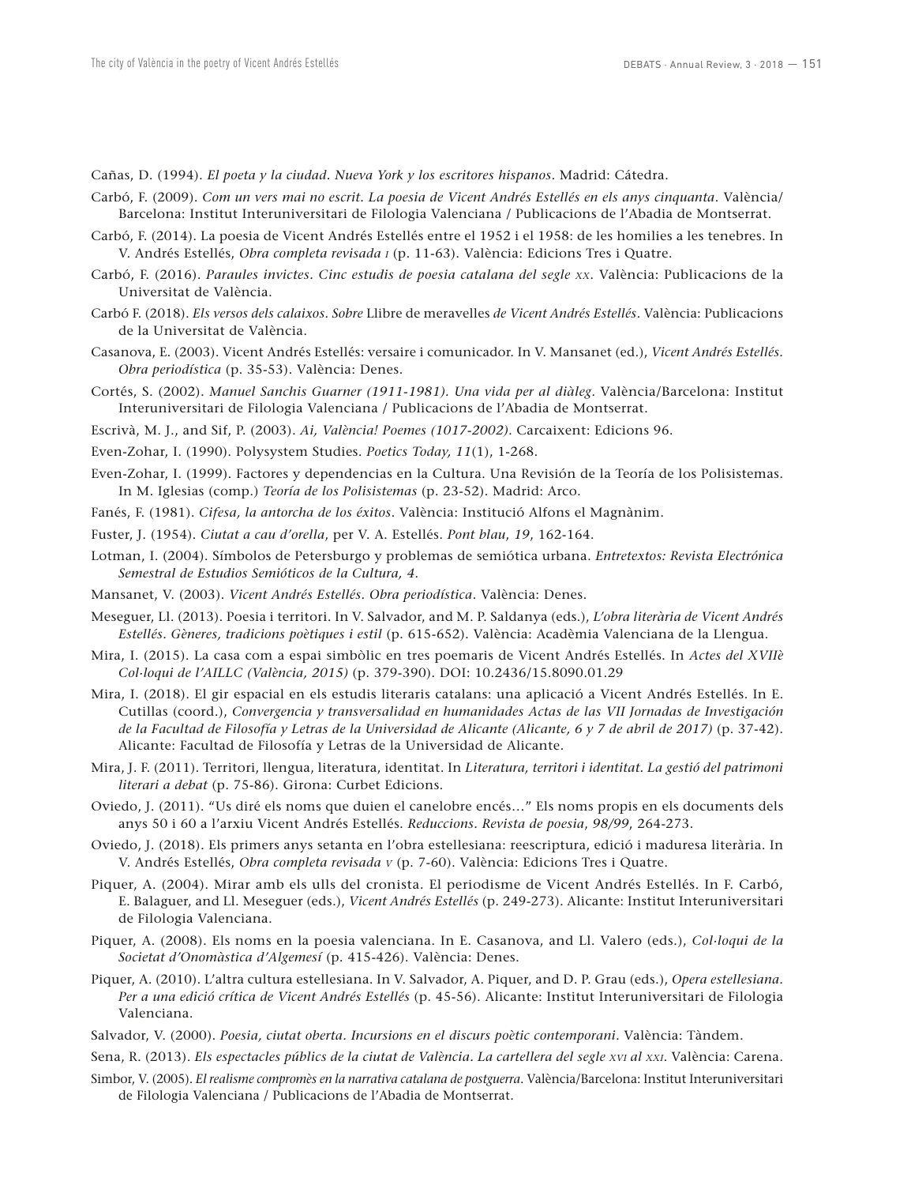Cañas, D. (1994). *El poeta y la ciudad. Nueva York y los escritores hispanos*. Madrid: Cátedra.

Carbó, F. (2009). *Com un vers mai no escrit. La poesia de Vicent Andrés Estellés en els anys cinquanta*. València/Barcelona: Institut Interuniversitari de Filologia Valenciana / Publicacions de l'Abadia de Montserrat.

Carbó, F. (2014). La poesia de Vicent Andrés Estellés entre el 1952 i el 1958: de les homilies a les tenebres. In V. Andrés Estellés, *Obra completa revisada I* (p. 11-63). València: Edicions Tres i Quatre.

Carbó, F. (2016). *Paraules invictes. Cinc estudis de poesia catalana del segle XX*. València: Publicacions de la Universitat de València.

Carbó F. (2018). *Els versos dels calaixos. Sobre* Llibre de meravelles *de Vicent Andrés Estellés*. València: Publicacions de la Universitat de València.

Casanova, E. (2003). Vicent Andrés Estellés: versaire i comunicador. In V. Mansanet (ed.), *Vicent Andrés Estellés. Obra periodística* (p. 35-53). València: Denes.

Cortés, S. (2002). *Manuel Sanchis Guarner (1911-1981). Una vida per al diàleg*. València/Barcelona: Institut Interuniversitari de Filologia Valenciana / Publicacions de l'Abadia de Montserrat.

Escrivà, M. J., and Sif, P. (2003). *Ai, València! Poemes (1017-2002)*. Carcaixent: Edicions 96.

Even-Zohar, I. (1990). Polysystem Studies. *Poetics Today, 11*(1), 1-268.

Even-Zohar, I. (1999). Factores y dependencias en la Cultura. Una Revisión de la Teoría de los Polisistemas. In M. Iglesias (comp.) *Teoría de los Polisistemas* (p. 23-52). Madrid: Arco.

Fanés, F. (1981). *Cifesa, la antorcha de los éxitos*. València: Institució Alfons el Magnànim.

Fuster, J. (1954). *Ciutat a cau d'orella*, per V. A. Estellés. *Pont blau*, *19*, 162-164.

Lotman, I. (2004). Símbolos de Petersburgo y problemas de semiótica urbana. *Entretextos: Revista Electrónica Semestral de Estudios Semióticos de la Cultura, 4*.

Mansanet, V. (2003). *Vicent Andrés Estellés. Obra periodística*. València: Denes.

Meseguer, Ll. (2013). Poesia i territori. In V. Salvador, and M. P. Saldanya (eds.), *L'obra literària de Vicent Andrés Estellés. Gèneres, tradicions poètiques i estil* (p. 615-652). València: Acadèmia Valenciana de la Llengua.

Mira, I. (2015). La casa com a espai simbòlic en tres poemaris de Vicent Andrés Estellés. In *Actes del XVIIè Col·loqui de l'AILLC (València, 2015)* (p. 379-390). DOI: 10.2436/15.8090.01.29

Mira, I. (2018). El gir espacial en els estudis literaris catalans: una aplicació a Vicent Andrés Estellés. In E. Cutillas (coord.), *Convergencia y transversalidad en humanidades Actas de las VII Jornadas de Investigación de la Facultad de Filosofía y Letras de la Universidad de Alicante (Alicante, 6 y 7 de abril de 2017)* (p. 37-42). Alicante: Facultad de Filosofía y Letras de la Universidad de Alicante.

Mira, J. F. (2011). Territori, llengua, literatura, identitat. In *Literatura, territori i identitat. La gestió del patrimoni literari a debat* (p. 75-86). Girona: Curbet Edicions.

Oviedo, J. (2011). "Us diré els noms que duien el canelobre encés…" Els noms propis en els documents dels anys 50 i 60 a l'arxiu Vicent Andrés Estellés. *Reduccions. Revista de poesia*, *98/99*, 264-273.

Oviedo, J. (2018). Els primers anys setanta en l'obra estellesiana: reescriptura, edició i maduresa literària. In V. Andrés Estellés, *Obra completa revisada V* (p. 7-60). València: Edicions Tres i Quatre.

Piquer, A. (2004). Mirar amb els ulls del cronista. El periodisme de Vicent Andrés Estellés. In F. Carbó, E. Balaguer, and Ll. Meseguer (eds.), *Vicent Andrés Estellés* (p. 249-273). Alicante: Institut Interuniversitari de Filologia Valenciana.

Piquer, A. (2008). Els noms en la poesia valenciana. In E. Casanova, and Ll. Valero (eds.), *Col·loqui de la Societat d'Onomàstica d'Algemesí* (p. 415-426). València: Denes.

Piquer, A. (2010). L'altra cultura estellesiana. In V. Salvador, A. Piquer, and D. P. Grau (eds.), *Opera estellesiana. Per a una edició crítica de Vicent Andrés Estellés* (p. 45-56). Alicante: Institut Interuniversitari de Filologia Valenciana.

Salvador, V. (2000). *Poesia, ciutat oberta. Incursions en el discurs poètic contemporani*. València: Tàndem.

Sena, R. (2013). *Els espectacles públics de la ciutat de València. La cartellera del segle XVI al XXI*. València: Carena.

Simbor, V. (2005). *El realisme compromès en la narrativa catalana de postguerra*. València/Barcelona: Institut Interuniversitari de Filologia Valenciana / Publicacions de l'Abadia de Montserrat.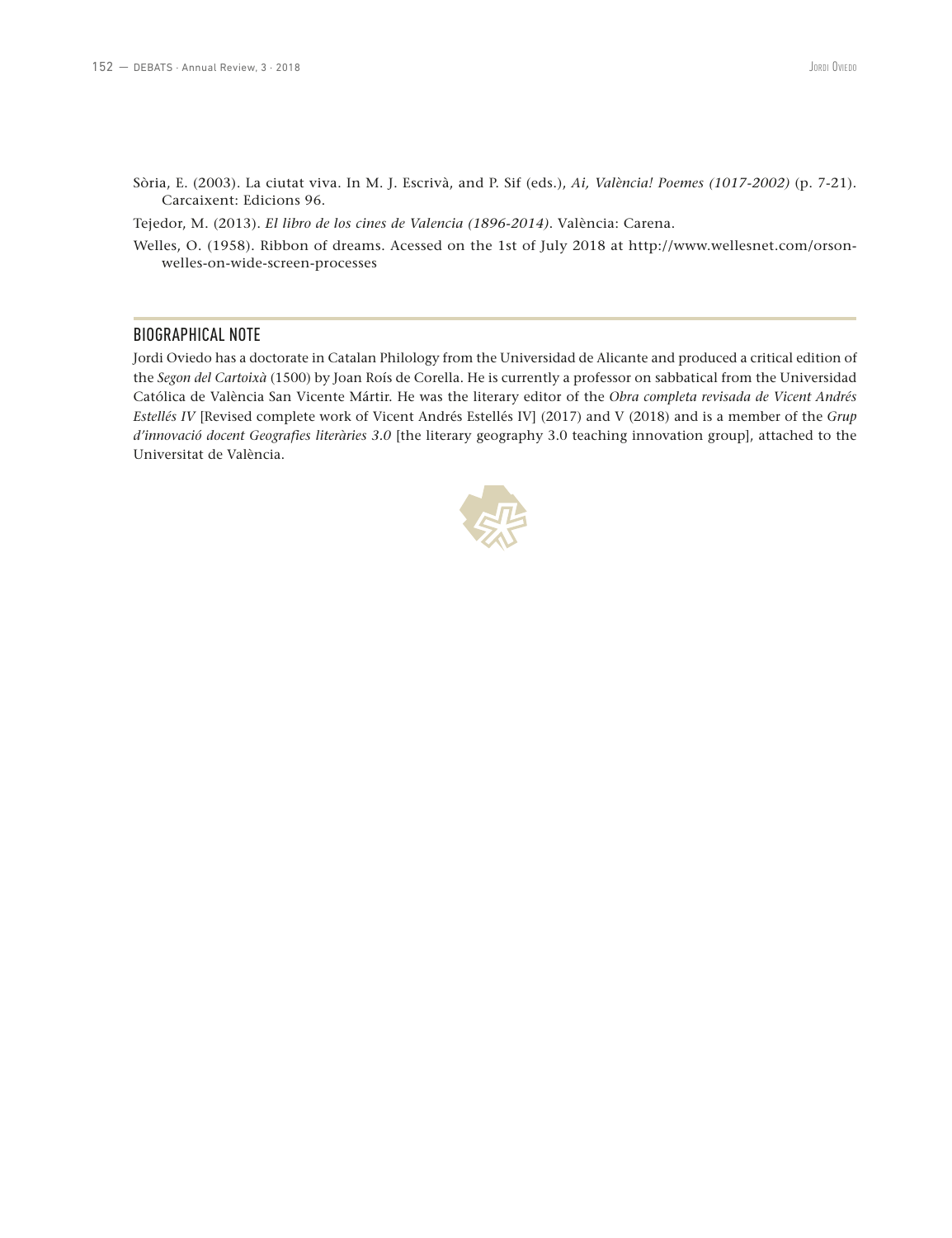Sòria, E. (2003). La ciutat viva. In M. J. Escrivà, and P. Sif (eds.), *Ai, València! Poemes (1017-2002)* (p. 7-21). Carcaixent: Edicions 96.

Tejedor, M. (2013). *El libro de los cines de Valencia (1896-2014)*. València: Carena.

Welles, O. (1958). Ribbon of dreams. Acessed on the 1st of July 2018 at http://www.wellesnet.com/orson-welles-on-wide-screen-processes

## BIOGRAPHICAL NOTE

Jordi Oviedo has a doctorate in Catalan Philology from the Universidad de Alicante and produced a critical edition of the *Segon del Cartoixà* (1500) by Joan Roís de Corella. He is currently a professor on sabbatical from the Universidad Católica de València San Vicente Mártir. He was the literary editor of the *Obra completa revisada de Vicent Andrés Estellés IV* [Revised complete work of Vicent Andrés Estellés IV] (2017) and V (2018) and is a member of the *Grup d'innovació docent Geografies literàries 3.0* [the literary geography 3.0 teaching innovation group], attached to the Universitat de València.